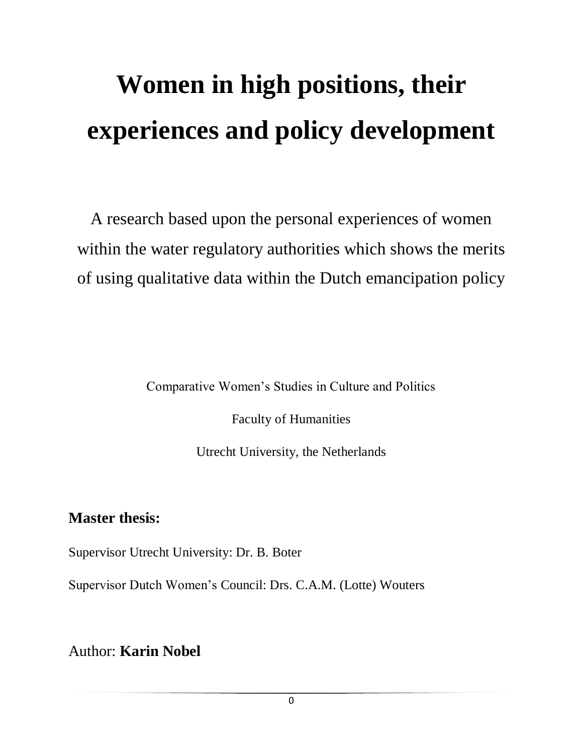# Women in high positions, their experiences and policy development

A research based upon the personal experiences of women within the water regulatory authorities which shows the merits of using qualitative data within the Dutch emancipation policy

Comparative Women's Studies in Culture and Politics

Faculty of Humanities

Utrecht University, the Netherlands

**Master thesis:**

Supervisor Utrecht University: Dr. B. Boter

Supervisor Dutch Women's Council: Drs. C.A.M. (Lotte) Wouters

Author: **Karin Nobel**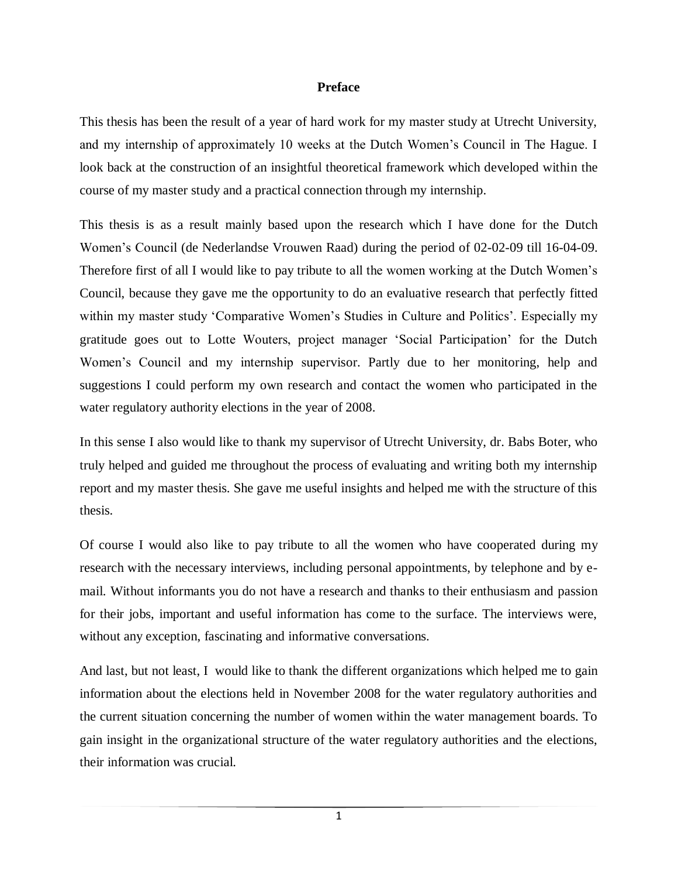# Preface

This thesis has been the result of a year of hard work for my master study at Utrecht University, and my internship of approximately 10 weeks at the Dutch Women's Council in The Hague. I look back at the construction of an insightful theoretical framework which developed within the course of my master study and a practical connection through my internship.

This thesis is as a result mainly based upon the research which I have done for the Dutch Women's Council (de Nederlandse Vrouwen Raad) during the period of 02-02-09 till 16-04-09. Therefore first of all I would like to pay tribute to all the women working at the Dutch Women's Council, because they gave me the opportunity to do an evaluative research that perfectly fitted within my master study 'Comparative Women's Studies in Culture and Politics'. Especially my gratitude goes out to Lotte Wouters, project manager 'Social Participation' for the Dutch Women's Council and my internship supervisor. Partly due to her monitoring, help and suggestions I could perform my own research and contact the women who participated in the water regulatory authority elections in the year of 2008.

In this sense I also would like to thank my supervisor of Utrecht University, dr. Babs Boter, who truly helped and guided me throughout the process of evaluating and writing both my internship report and my master thesis. She gave me useful insights and helped me with the structure of this thesis.

Of course I would also like to pay tribute to all the women who have cooperated during my research with the necessary interviews, including personal appointments, by telephone and by e-mail. Without informants you do not have a research and thanks to their enthusiasm and passion for their jobs, important and useful information has come to the surface. The interviews were, without any exception, fascinating and informative conversations.

And last, but not least, I would like to thank the different organizations which helped me to gain information about the elections held in November 2008 for the water regulatory authorities and the current situation concerning the number of women within the water management boards. To gain insight in the organizational structure of the water regulatory authorities and the elections, their information was crucial.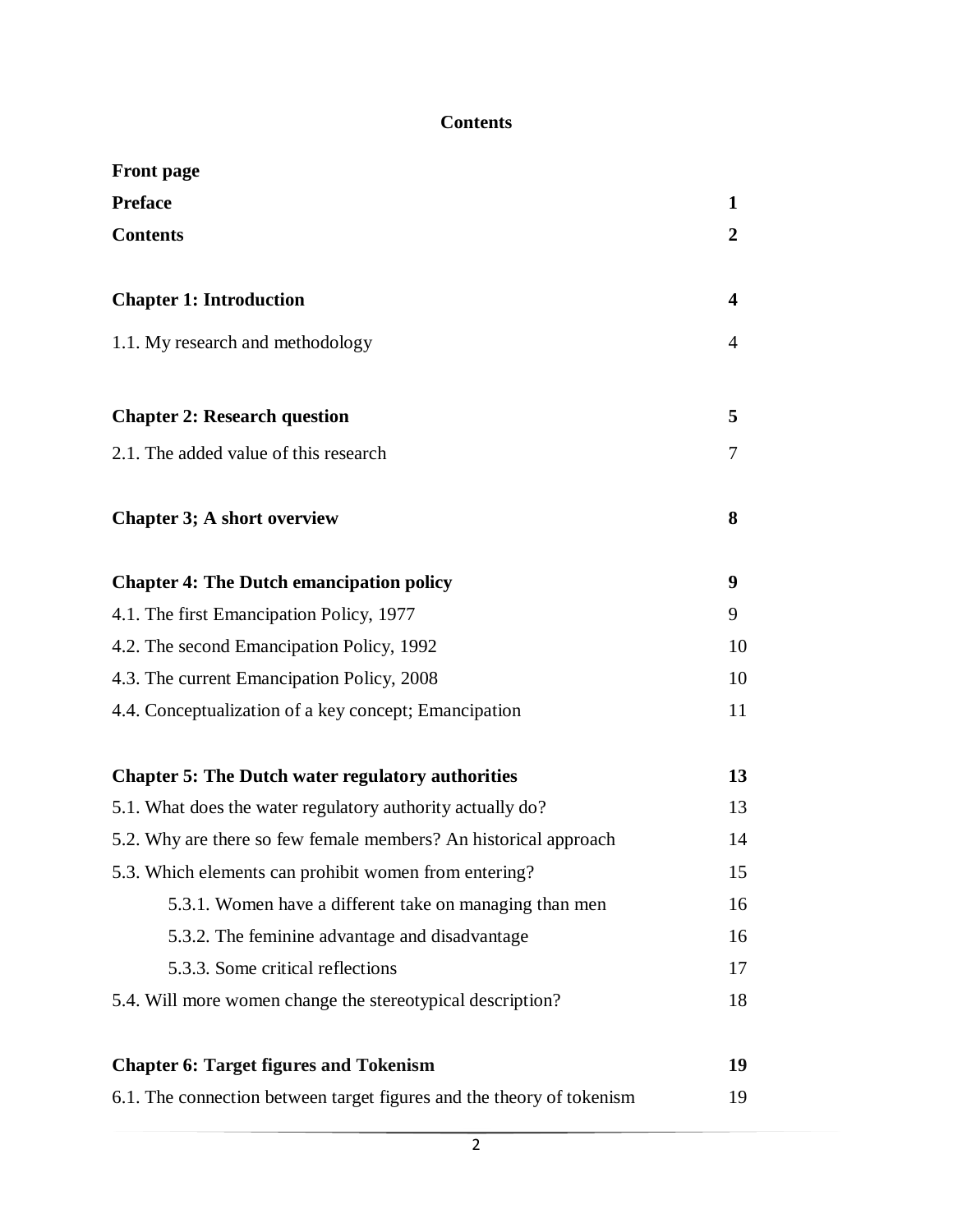**Contents**

| | |
|---|---|
| **Front page** | |
| **Preface** | **1** |
| **Contents** | **2** |
| | |
| **Chapter 1: Introduction** | **4** |
| 1.1. My research and methodology | 4 |
| | |
| **Chapter 2: Research question** | **5** |
| 2.1. The added value of this research | 7 |
| | |
| **Chapter 3; A short overview** | **8** |
| | |
| **Chapter 4: The Dutch emancipation policy** | **9** |
| 4.1. The first Emancipation Policy, 1977 | 9 |
| 4.2. The second Emancipation Policy, 1992 | 10 |
| 4.3. The current Emancipation Policy, 2008 | 10 |
| 4.4. Conceptualization of a key concept; Emancipation | 11 |
| | |
| **Chapter 5: The Dutch water regulatory authorities** | **13** |
| 5.1. What does the water regulatory authority actually do? | 13 |
| 5.2. Why are there so few female members? An historical approach | 14 |
| 5.3. Which elements can prohibit women from entering? | 15 |
| &nbsp;&nbsp;&nbsp;&nbsp;5.3.1. Women have a different take on managing than men | 16 |
| &nbsp;&nbsp;&nbsp;&nbsp;5.3.2. The feminine advantage and disadvantage | 16 |
| &nbsp;&nbsp;&nbsp;&nbsp;5.3.3. Some critical reflections | 17 |
| 5.4. Will more women change the stereotypical description? | 18 |
| | |
| **Chapter 6: Target figures and Tokenism** | **19** |
| 6.1. The connection between target figures and the theory of tokenism | 19 |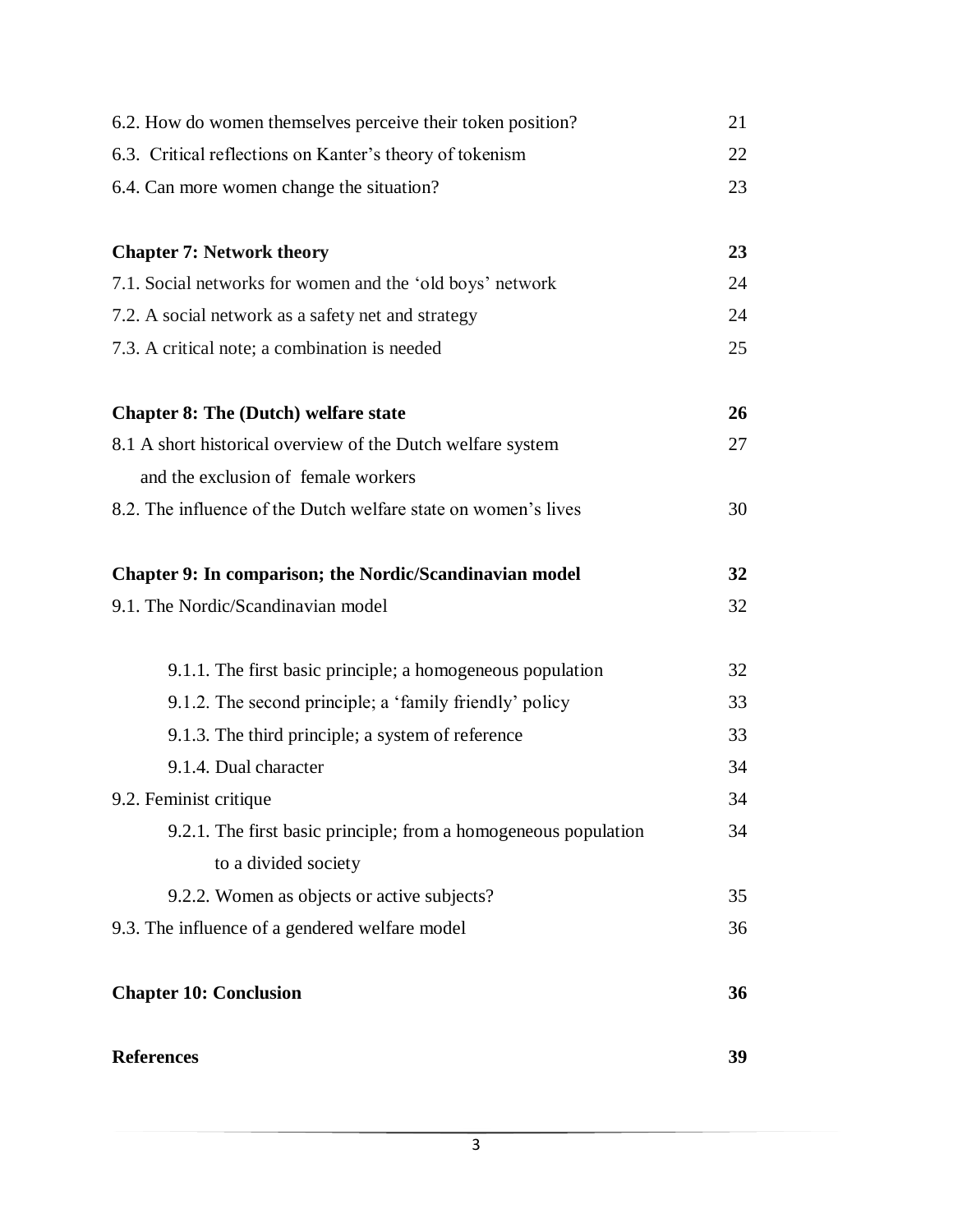| | |
|---|---|
| 6.2. How do women themselves perceive their token position? | 21 |
| 6.3. Critical reflections on Kanter's theory of tokenism | 22 |
| 6.4. Can more women change the situation? | 23 |
| | |
| **Chapter 7: Network theory** | **23** |
| 7.1. Social networks for women and the 'old boys' network | 24 |
| 7.2. A social network as a safety net and strategy | 24 |
| 7.3. A critical note; a combination is needed | 25 |
| | |
| **Chapter 8: The (Dutch) welfare state** | **26** |
| 8.1 A short historical overview of the Dutch welfare system and the exclusion of female workers | 27 |
| 8.2. The influence of the Dutch welfare state on women's lives | 30 |
| | |
| **Chapter 9: In comparison; the Nordic/Scandinavian model** | **32** |
| 9.1. The Nordic/Scandinavian model | 32 |
| 9.1.1. The first basic principle; a homogeneous population | 32 |
| 9.1.2. The second principle; a 'family friendly' policy | 33 |
| 9.1.3. The third principle; a system of reference | 33 |
| 9.1.4. Dual character | 34 |
| 9.2. Feminist critique | 34 |
| 9.2.1. The first basic principle; from a homogeneous population to a divided society | 34 |
| 9.2.2. Women as objects or active subjects? | 35 |
| 9.3. The influence of a gendered welfare model | 36 |
| | |
| **Chapter 10: Conclusion** | **36** |
| | |
| **References** | **39** |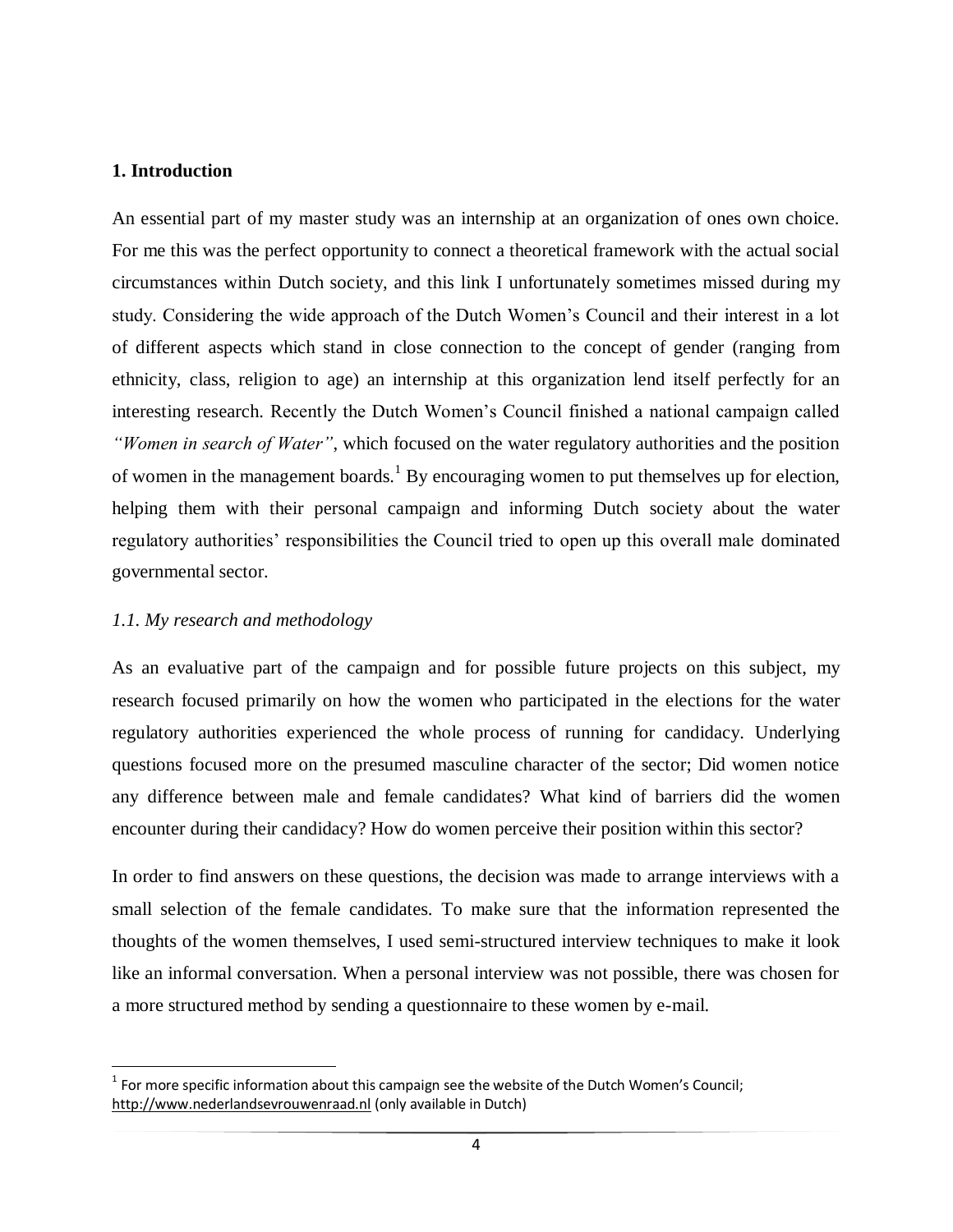## 1. Introduction

An essential part of my master study was an internship at an organization of ones own choice. For me this was the perfect opportunity to connect a theoretical framework with the actual social circumstances within Dutch society, and this link I unfortunately sometimes missed during my study. Considering the wide approach of the Dutch Women's Council and their interest in a lot of different aspects which stand in close connection to the concept of gender (ranging from ethnicity, class, religion to age) an internship at this organization lend itself perfectly for an interesting research. Recently the Dutch Women's Council finished a national campaign called *"Women in search of Water"*, which focused on the water regulatory authorities and the position of women in the management boards.[1] By encouraging women to put themselves up for election, helping them with their personal campaign and informing Dutch society about the water regulatory authorities' responsibilities the Council tried to open up this overall male dominated governmental sector.

### *1.1. My research and methodology*

As an evaluative part of the campaign and for possible future projects on this subject, my research focused primarily on how the women who participated in the elections for the water regulatory authorities experienced the whole process of running for candidacy. Underlying questions focused more on the presumed masculine character of the sector; Did women notice any difference between male and female candidates? What kind of barriers did the women encounter during their candidacy? How do women perceive their position within this sector?

In order to find answers on these questions, the decision was made to arrange interviews with a small selection of the female candidates. To make sure that the information represented the thoughts of the women themselves, I used semi-structured interview techniques to make it look like an informal conversation. When a personal interview was not possible, there was chosen for a more structured method by sending a questionnaire to these women by e-mail.

---

[1] For more specific information about this campaign see the website of the Dutch Women's Council; http://www.nederlandsevrouwenraad.nl (only available in Dutch)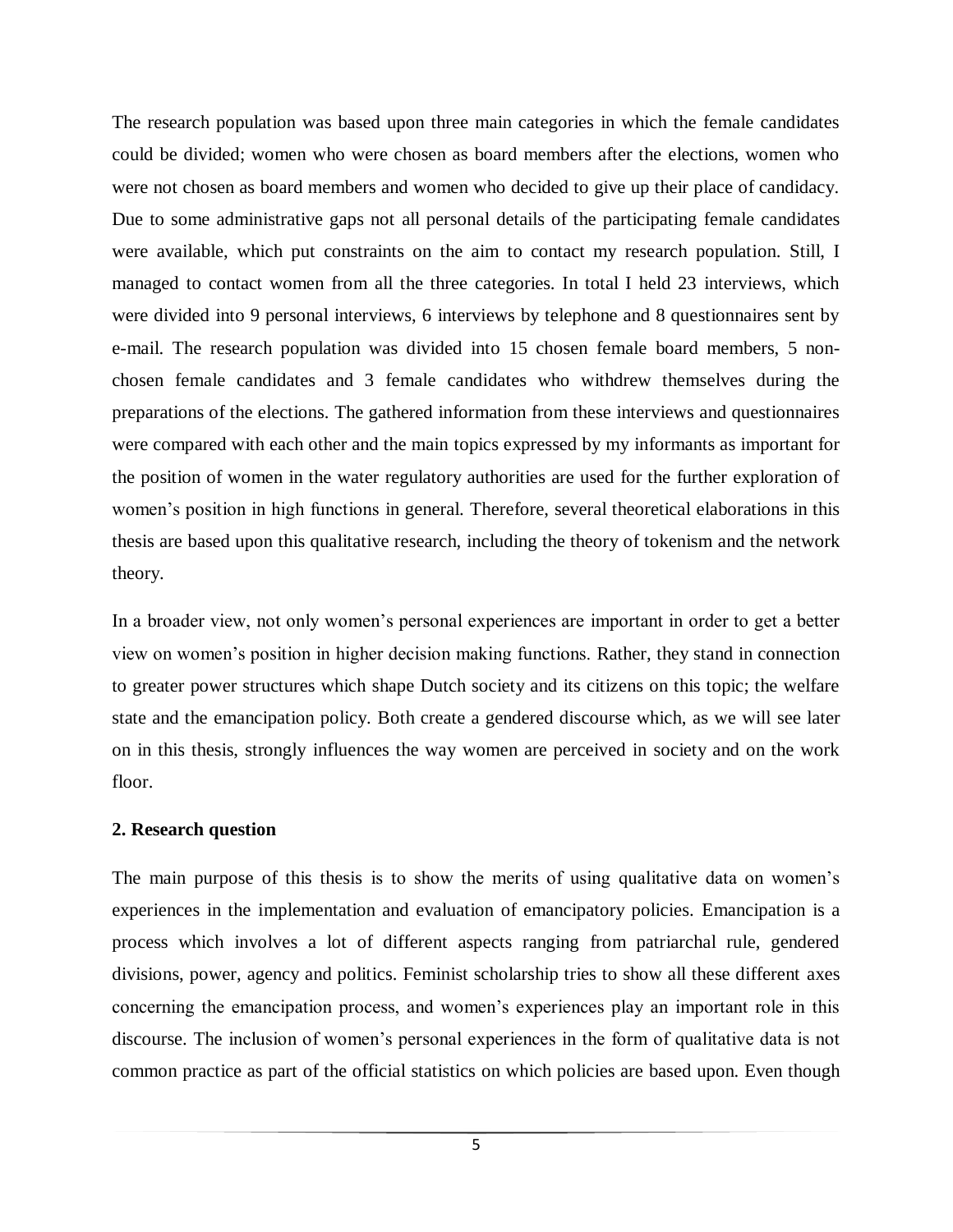The research population was based upon three main categories in which the female candidates could be divided; women who were chosen as board members after the elections, women who were not chosen as board members and women who decided to give up their place of candidacy. Due to some administrative gaps not all personal details of the participating female candidates were available, which put constraints on the aim to contact my research population. Still, I managed to contact women from all the three categories. In total I held 23 interviews, which were divided into 9 personal interviews, 6 interviews by telephone and 8 questionnaires sent by e-mail. The research population was divided into 15 chosen female board members, 5 non-chosen female candidates and 3 female candidates who withdrew themselves during the preparations of the elections. The gathered information from these interviews and questionnaires were compared with each other and the main topics expressed by my informants as important for the position of women in the water regulatory authorities are used for the further exploration of women's position in high functions in general. Therefore, several theoretical elaborations in this thesis are based upon this qualitative research, including the theory of tokenism and the network theory.

In a broader view, not only women's personal experiences are important in order to get a better view on women's position in higher decision making functions. Rather, they stand in connection to greater power structures which shape Dutch society and its citizens on this topic; the welfare state and the emancipation policy. Both create a gendered discourse which, as we will see later on in this thesis, strongly influences the way women are perceived in society and on the work floor.

## 2. Research question

The main purpose of this thesis is to show the merits of using qualitative data on women's experiences in the implementation and evaluation of emancipatory policies. Emancipation is a process which involves a lot of different aspects ranging from patriarchal rule, gendered divisions, power, agency and politics. Feminist scholarship tries to show all these different axes concerning the emancipation process, and women's experiences play an important role in this discourse. The inclusion of women's personal experiences in the form of qualitative data is not common practice as part of the official statistics on which policies are based upon. Even though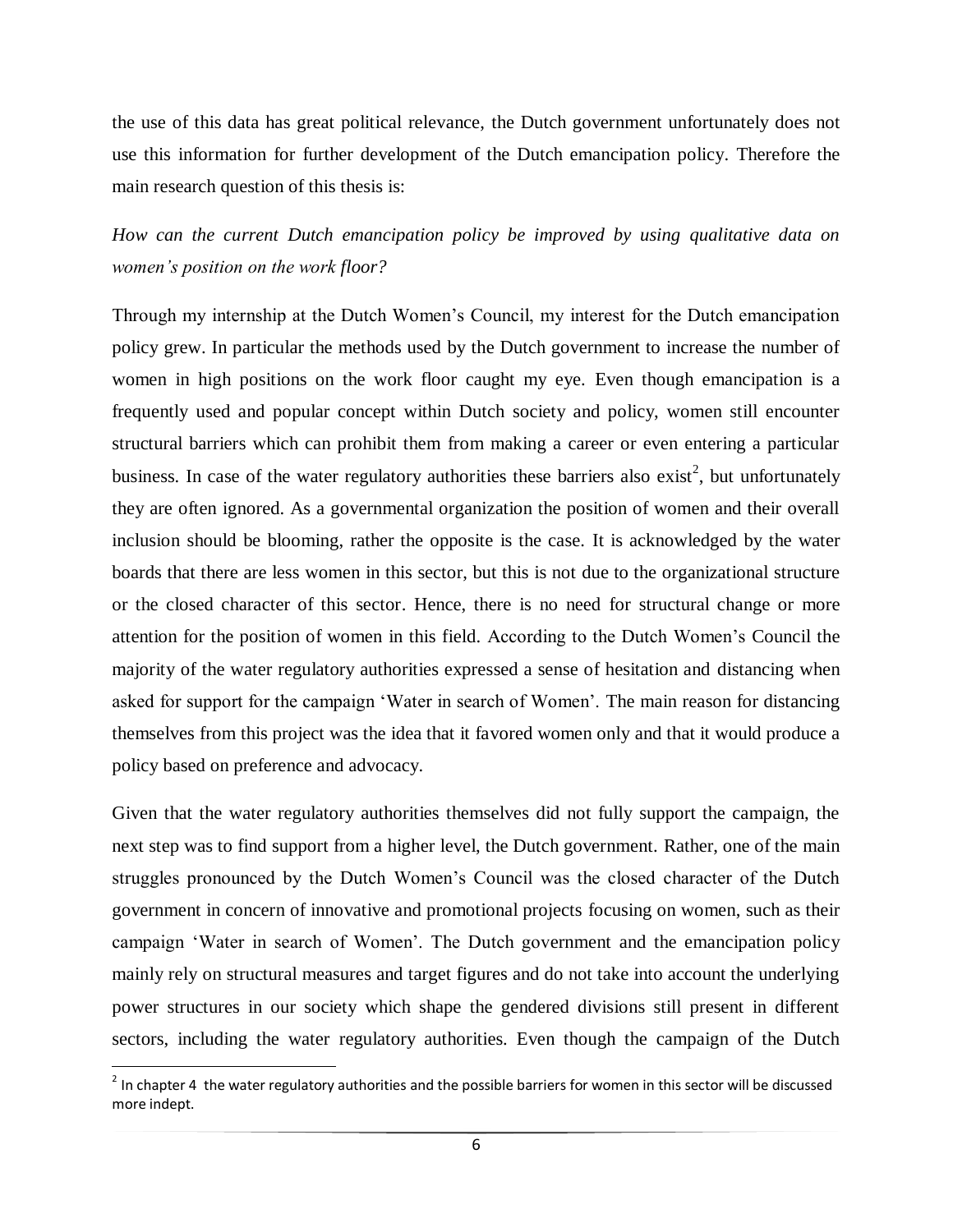the use of this data has great political relevance, the Dutch government unfortunately does not use this information for further development of the Dutch emancipation policy. Therefore the main research question of this thesis is:

*How can the current Dutch emancipation policy be improved by using qualitative data on women's position on the work floor?*

Through my internship at the Dutch Women's Council, my interest for the Dutch emancipation policy grew. In particular the methods used by the Dutch government to increase the number of women in high positions on the work floor caught my eye. Even though emancipation is a frequently used and popular concept within Dutch society and policy, women still encounter structural barriers which can prohibit them from making a career or even entering a particular business. In case of the water regulatory authorities these barriers also exist[2], but unfortunately they are often ignored. As a governmental organization the position of women and their overall inclusion should be blooming, rather the opposite is the case. It is acknowledged by the water boards that there are less women in this sector, but this is not due to the organizational structure or the closed character of this sector. Hence, there is no need for structural change or more attention for the position of women in this field. According to the Dutch Women's Council the majority of the water regulatory authorities expressed a sense of hesitation and distancing when asked for support for the campaign 'Water in search of Women'. The main reason for distancing themselves from this project was the idea that it favored women only and that it would produce a policy based on preference and advocacy.

Given that the water regulatory authorities themselves did not fully support the campaign, the next step was to find support from a higher level, the Dutch government. Rather, one of the main struggles pronounced by the Dutch Women's Council was the closed character of the Dutch government in concern of innovative and promotional projects focusing on women, such as their campaign 'Water in search of Women'. The Dutch government and the emancipation policy mainly rely on structural measures and target figures and do not take into account the underlying power structures in our society which shape the gendered divisions still present in different sectors, including the water regulatory authorities. Even though the campaign of the Dutch

---

[2] In chapter 4 the water regulatory authorities and the possible barriers for women in this sector will be discussed more indept.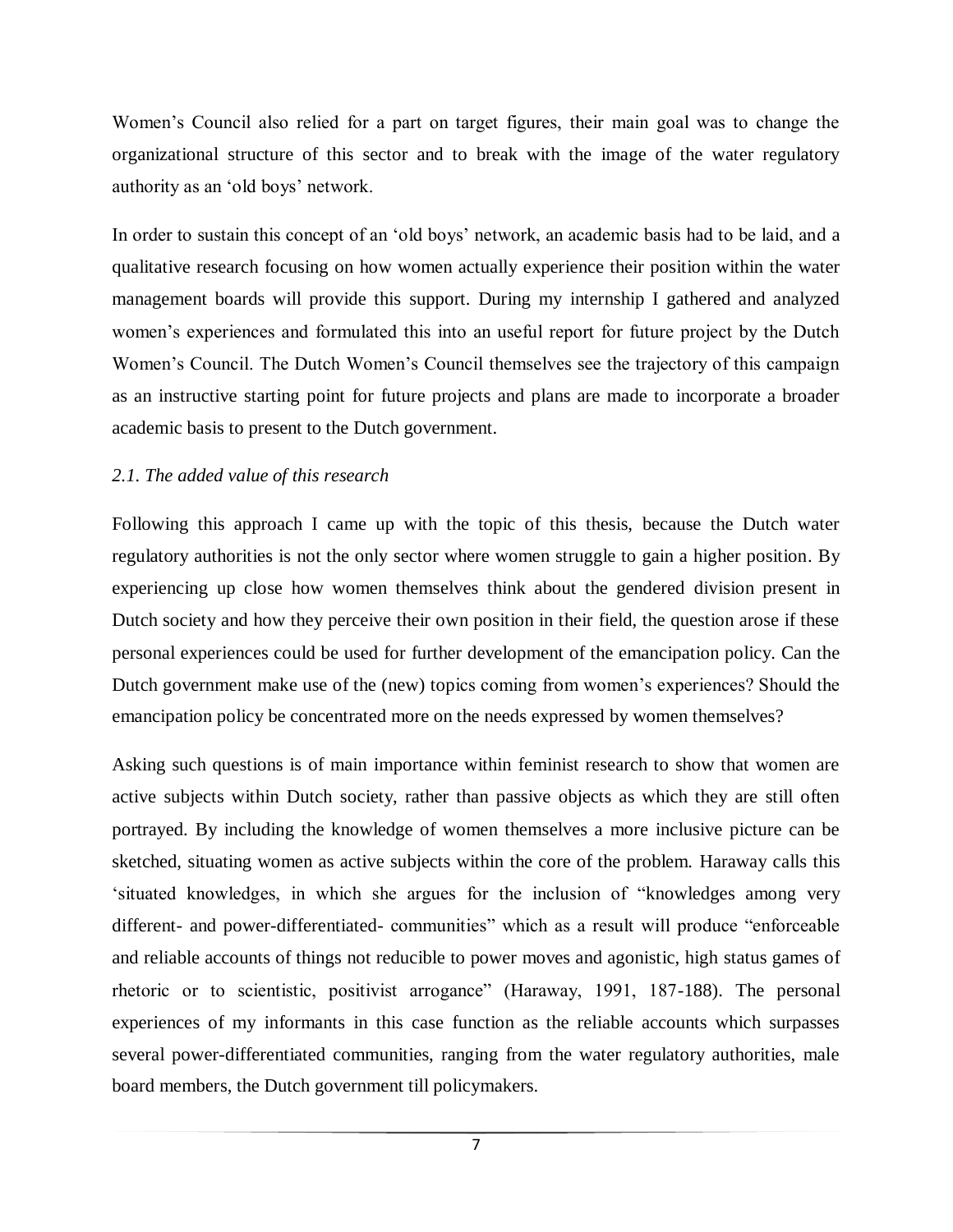Women's Council also relied for a part on target figures, their main goal was to change the organizational structure of this sector and to break with the image of the water regulatory authority as an 'old boys' network.

In order to sustain this concept of an 'old boys' network, an academic basis had to be laid, and a qualitative research focusing on how women actually experience their position within the water management boards will provide this support. During my internship I gathered and analyzed women's experiences and formulated this into an useful report for future project by the Dutch Women's Council. The Dutch Women's Council themselves see the trajectory of this campaign as an instructive starting point for future projects and plans are made to incorporate a broader academic basis to present to the Dutch government.

### *2.1. The added value of this research*

Following this approach I came up with the topic of this thesis, because the Dutch water regulatory authorities is not the only sector where women struggle to gain a higher position. By experiencing up close how women themselves think about the gendered division present in Dutch society and how they perceive their own position in their field, the question arose if these personal experiences could be used for further development of the emancipation policy. Can the Dutch government make use of the (new) topics coming from women's experiences? Should the emancipation policy be concentrated more on the needs expressed by women themselves?

Asking such questions is of main importance within feminist research to show that women are active subjects within Dutch society, rather than passive objects as which they are still often portrayed. By including the knowledge of women themselves a more inclusive picture can be sketched, situating women as active subjects within the core of the problem. Haraway calls this 'situated knowledges, in which she argues for the inclusion of "knowledges among very different- and power-differentiated- communities" which as a result will produce "enforceable and reliable accounts of things not reducible to power moves and agonistic, high status games of rhetoric or to scientistic, positivist arrogance" (Haraway, 1991, 187-188). The personal experiences of my informants in this case function as the reliable accounts which surpasses several power-differentiated communities, ranging from the water regulatory authorities, male board members, the Dutch government till policymakers.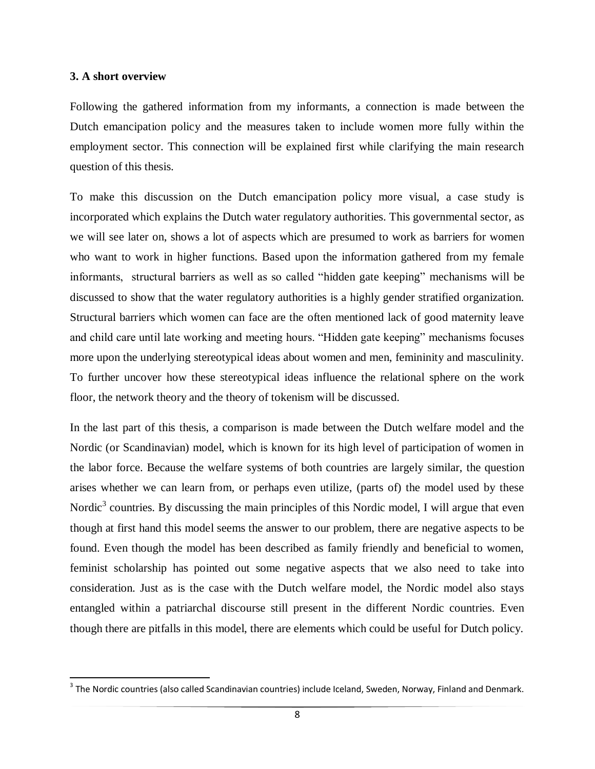### 3. A short overview

Following the gathered information from my informants, a connection is made between the Dutch emancipation policy and the measures taken to include women more fully within the employment sector. This connection will be explained first while clarifying the main research question of this thesis.

To make this discussion on the Dutch emancipation policy more visual, a case study is incorporated which explains the Dutch water regulatory authorities. This governmental sector, as we will see later on, shows a lot of aspects which are presumed to work as barriers for women who want to work in higher functions. Based upon the information gathered from my female informants, structural barriers as well as so called "hidden gate keeping" mechanisms will be discussed to show that the water regulatory authorities is a highly gender stratified organization. Structural barriers which women can face are the often mentioned lack of good maternity leave and child care until late working and meeting hours. "Hidden gate keeping" mechanisms focuses more upon the underlying stereotypical ideas about women and men, femininity and masculinity. To further uncover how these stereotypical ideas influence the relational sphere on the work floor, the network theory and the theory of tokenism will be discussed.

In the last part of this thesis, a comparison is made between the Dutch welfare model and the Nordic (or Scandinavian) model, which is known for its high level of participation of women in the labor force. Because the welfare systems of both countries are largely similar, the question arises whether we can learn from, or perhaps even utilize, (parts of) the model used by these Nordic[3] countries. By discussing the main principles of this Nordic model, I will argue that even though at first hand this model seems the answer to our problem, there are negative aspects to be found. Even though the model has been described as family friendly and beneficial to women, feminist scholarship has pointed out some negative aspects that we also need to take into consideration. Just as is the case with the Dutch welfare model, the Nordic model also stays entangled within a patriarchal discourse still present in the different Nordic countries. Even though there are pitfalls in this model, there are elements which could be useful for Dutch policy.

[3] The Nordic countries (also called Scandinavian countries) include Iceland, Sweden, Norway, Finland and Denmark.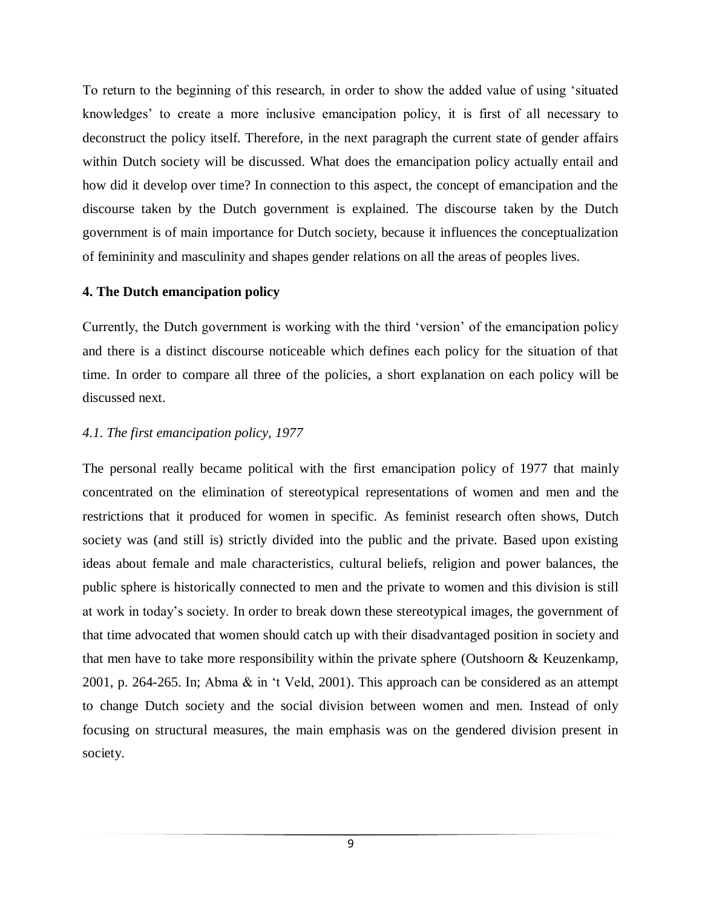To return to the beginning of this research, in order to show the added value of using 'situated knowledges' to create a more inclusive emancipation policy, it is first of all necessary to deconstruct the policy itself. Therefore, in the next paragraph the current state of gender affairs within Dutch society will be discussed. What does the emancipation policy actually entail and how did it develop over time? In connection to this aspect, the concept of emancipation and the discourse taken by the Dutch government is explained. The discourse taken by the Dutch government is of main importance for Dutch society, because it influences the conceptualization of femininity and masculinity and shapes gender relations on all the areas of peoples lives.

## 4. The Dutch emancipation policy

Currently, the Dutch government is working with the third 'version' of the emancipation policy and there is a distinct discourse noticeable which defines each policy for the situation of that time. In order to compare all three of the policies, a short explanation on each policy will be discussed next.

### *4.1. The first emancipation policy, 1977*

The personal really became political with the first emancipation policy of 1977 that mainly concentrated on the elimination of stereotypical representations of women and men and the restrictions that it produced for women in specific. As feminist research often shows, Dutch society was (and still is) strictly divided into the public and the private. Based upon existing ideas about female and male characteristics, cultural beliefs, religion and power balances, the public sphere is historically connected to men and the private to women and this division is still at work in today's society. In order to break down these stereotypical images, the government of that time advocated that women should catch up with their disadvantaged position in society and that men have to take more responsibility within the private sphere (Outshoorn & Keuzenkamp, 2001, p. 264-265. In; Abma & in 't Veld, 2001). This approach can be considered as an attempt to change Dutch society and the social division between women and men. Instead of only focusing on structural measures, the main emphasis was on the gendered division present in society.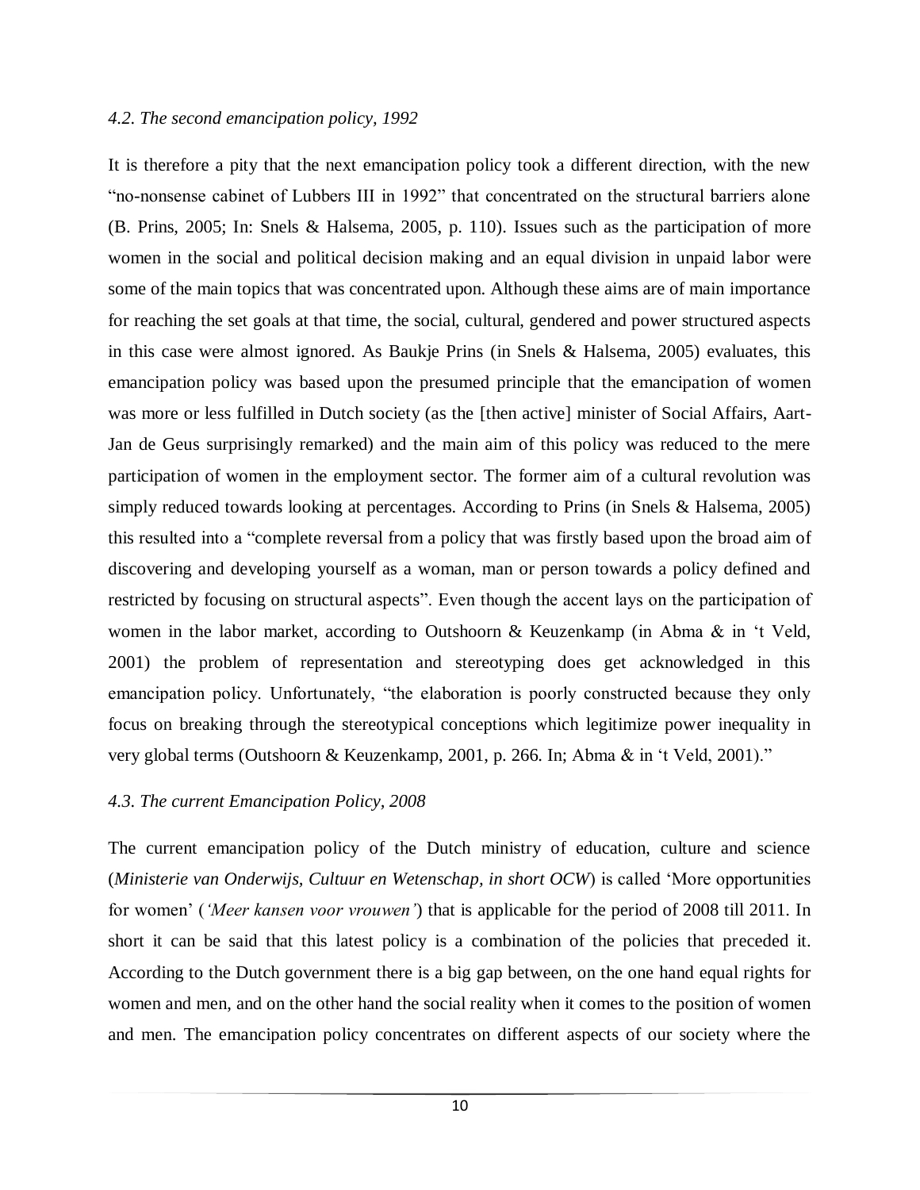### *4.2. The second emancipation policy, 1992*

It is therefore a pity that the next emancipation policy took a different direction, with the new "no-nonsense cabinet of Lubbers III in 1992" that concentrated on the structural barriers alone (B. Prins, 2005; In: Snels & Halsema, 2005, p. 110). Issues such as the participation of more women in the social and political decision making and an equal division in unpaid labor were some of the main topics that was concentrated upon. Although these aims are of main importance for reaching the set goals at that time, the social, cultural, gendered and power structured aspects in this case were almost ignored. As Baukje Prins (in Snels & Halsema, 2005) evaluates, this emancipation policy was based upon the presumed principle that the emancipation of women was more or less fulfilled in Dutch society (as the [then active] minister of Social Affairs, Aart-Jan de Geus surprisingly remarked) and the main aim of this policy was reduced to the mere participation of women in the employment sector. The former aim of a cultural revolution was simply reduced towards looking at percentages. According to Prins (in Snels & Halsema, 2005) this resulted into a "complete reversal from a policy that was firstly based upon the broad aim of discovering and developing yourself as a woman, man or person towards a policy defined and restricted by focusing on structural aspects". Even though the accent lays on the participation of women in the labor market, according to Outshoorn & Keuzenkamp (in Abma & in 't Veld, 2001) the problem of representation and stereotyping does get acknowledged in this emancipation policy. Unfortunately, "the elaboration is poorly constructed because they only focus on breaking through the stereotypical conceptions which legitimize power inequality in very global terms (Outshoorn & Keuzenkamp, 2001, p. 266. In; Abma & in 't Veld, 2001)."

### *4.3. The current Emancipation Policy, 2008*

The current emancipation policy of the Dutch ministry of education, culture and science (*Ministerie van Onderwijs, Cultuur en Wetenschap, in short OCW*) is called 'More opportunities for women' (*'Meer kansen voor vrouwen'*) that is applicable for the period of 2008 till 2011. In short it can be said that this latest policy is a combination of the policies that preceded it. According to the Dutch government there is a big gap between, on the one hand equal rights for women and men, and on the other hand the social reality when it comes to the position of women and men. The emancipation policy concentrates on different aspects of our society where the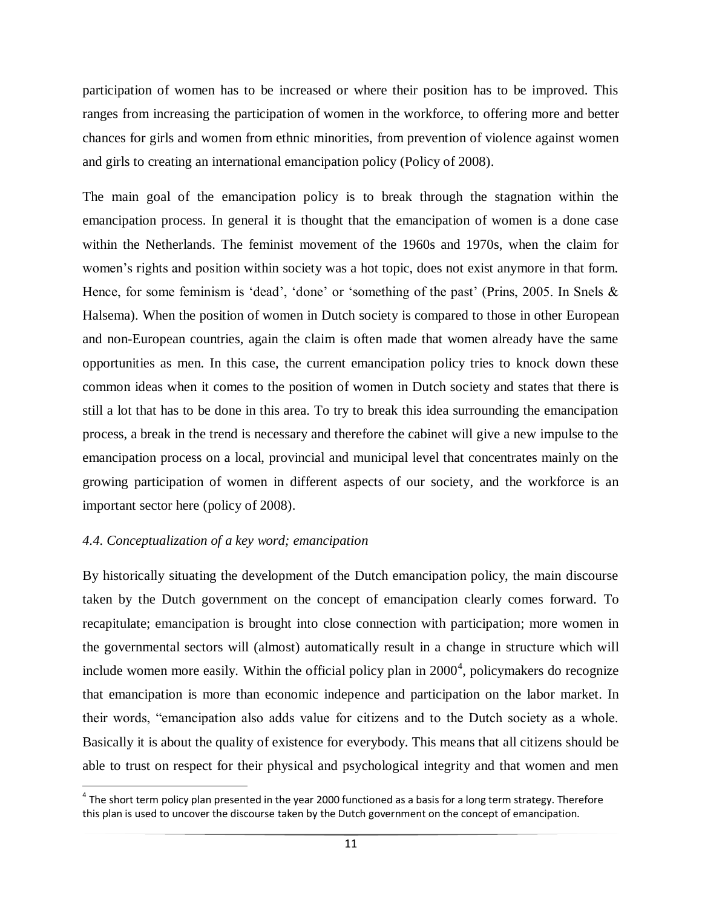participation of women has to be increased or where their position has to be improved. This ranges from increasing the participation of women in the workforce, to offering more and better chances for girls and women from ethnic minorities, from prevention of violence against women and girls to creating an international emancipation policy (Policy of 2008).

The main goal of the emancipation policy is to break through the stagnation within the emancipation process. In general it is thought that the emancipation of women is a done case within the Netherlands. The feminist movement of the 1960s and 1970s, when the claim for women's rights and position within society was a hot topic, does not exist anymore in that form. Hence, for some feminism is 'dead', 'done' or 'something of the past' (Prins, 2005. In Snels & Halsema). When the position of women in Dutch society is compared to those in other European and non-European countries, again the claim is often made that women already have the same opportunities as men. In this case, the current emancipation policy tries to knock down these common ideas when it comes to the position of women in Dutch society and states that there is still a lot that has to be done in this area. To try to break this idea surrounding the emancipation process, a break in the trend is necessary and therefore the cabinet will give a new impulse to the emancipation process on a local, provincial and municipal level that concentrates mainly on the growing participation of women in different aspects of our society, and the workforce is an important sector here (policy of 2008).

### *4.4. Conceptualization of a key word; emancipation*

By historically situating the development of the Dutch emancipation policy, the main discourse taken by the Dutch government on the concept of emancipation clearly comes forward. To recapitulate; emancipation is brought into close connection with participation; more women in the governmental sectors will (almost) automatically result in a change in structure which will include women more easily. Within the official policy plan in 2000[4], policymakers do recognize that emancipation is more than economic indepence and participation on the labor market. In their words, "emancipation also adds value for citizens and to the Dutch society as a whole. Basically it is about the quality of existence for everybody. This means that all citizens should be able to trust on respect for their physical and psychological integrity and that women and men

[4] The short term policy plan presented in the year 2000 functioned as a basis for a long term strategy. Therefore this plan is used to uncover the discourse taken by the Dutch government on the concept of emancipation.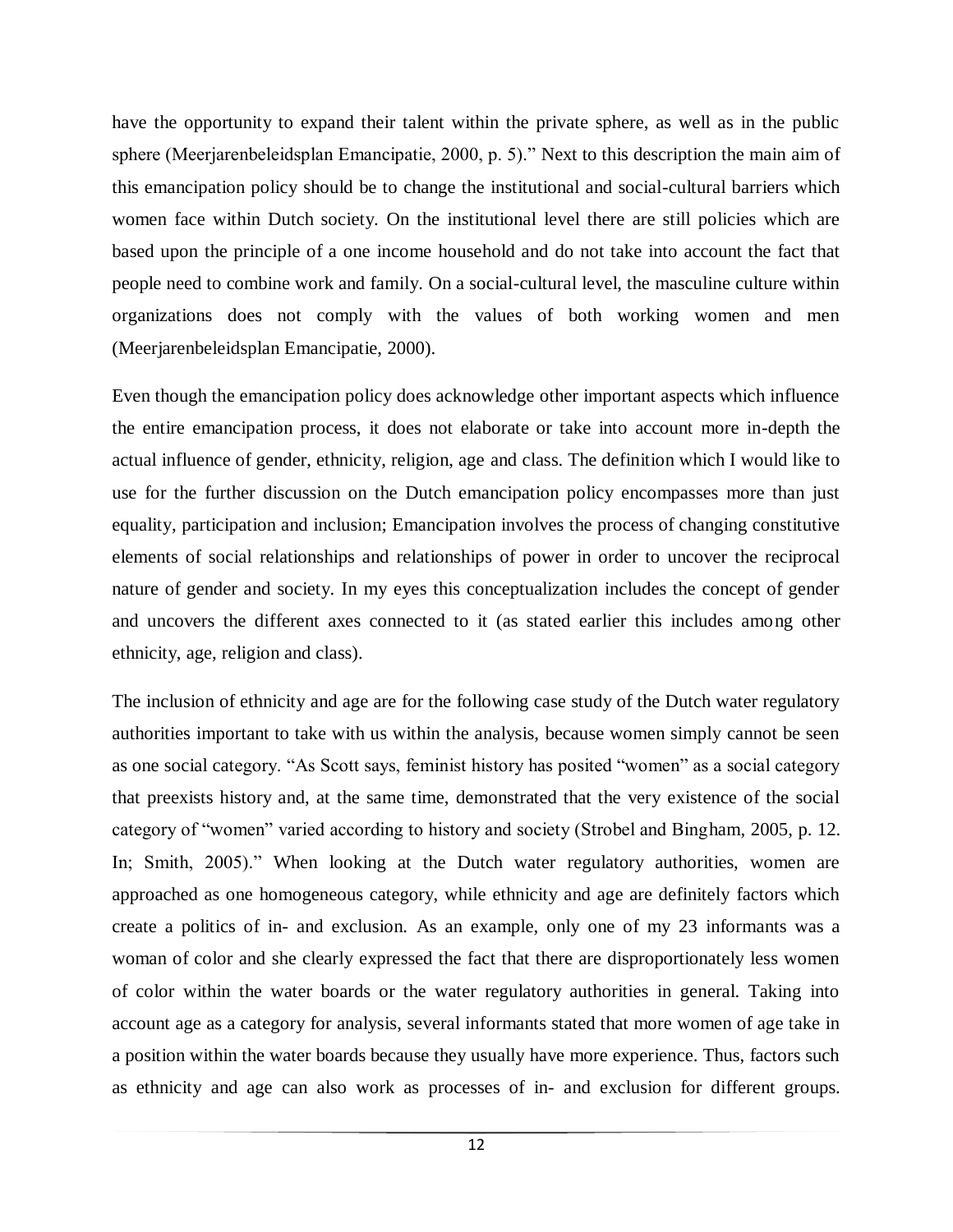have the opportunity to expand their talent within the private sphere, as well as in the public sphere (Meerjarenbeleidsplan Emancipatie, 2000, p. 5)." Next to this description the main aim of this emancipation policy should be to change the institutional and social-cultural barriers which women face within Dutch society. On the institutional level there are still policies which are based upon the principle of a one income household and do not take into account the fact that people need to combine work and family. On a social-cultural level, the masculine culture within organizations does not comply with the values of both working women and men (Meerjarenbeleidsplan Emancipatie, 2000).

Even though the emancipation policy does acknowledge other important aspects which influence the entire emancipation process, it does not elaborate or take into account more in-depth the actual influence of gender, ethnicity, religion, age and class. The definition which I would like to use for the further discussion on the Dutch emancipation policy encompasses more than just equality, participation and inclusion; Emancipation involves the process of changing constitutive elements of social relationships and relationships of power in order to uncover the reciprocal nature of gender and society. In my eyes this conceptualization includes the concept of gender and uncovers the different axes connected to it (as stated earlier this includes among other ethnicity, age, religion and class).

The inclusion of ethnicity and age are for the following case study of the Dutch water regulatory authorities important to take with us within the analysis, because women simply cannot be seen as one social category. "As Scott says, feminist history has posited "women" as a social category that preexists history and, at the same time, demonstrated that the very existence of the social category of "women" varied according to history and society (Strobel and Bingham, 2005, p. 12. In; Smith, 2005)." When looking at the Dutch water regulatory authorities, women are approached as one homogeneous category, while ethnicity and age are definitely factors which create a politics of in- and exclusion. As an example, only one of my 23 informants was a woman of color and she clearly expressed the fact that there are disproportionately less women of color within the water boards or the water regulatory authorities in general. Taking into account age as a category for analysis, several informants stated that more women of age take in a position within the water boards because they usually have more experience. Thus, factors such as ethnicity and age can also work as processes of in- and exclusion for different groups.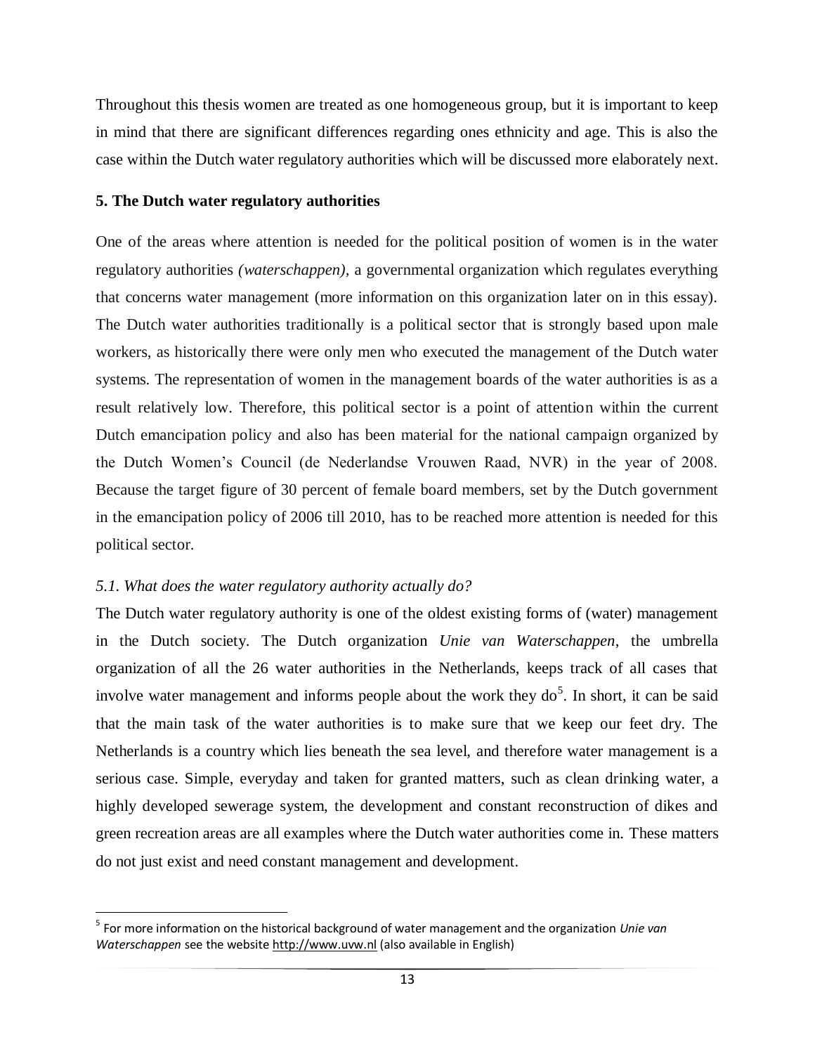Throughout this thesis women are treated as one homogeneous group, but it is important to keep in mind that there are significant differences regarding ones ethnicity and age. This is also the case within the Dutch water regulatory authorities which will be discussed more elaborately next.

## 5. The Dutch water regulatory authorities

One of the areas where attention is needed for the political position of women is in the water regulatory authorities *(waterschappen)*, a governmental organization which regulates everything that concerns water management (more information on this organization later on in this essay). The Dutch water authorities traditionally is a political sector that is strongly based upon male workers, as historically there were only men who executed the management of the Dutch water systems. The representation of women in the management boards of the water authorities is as a result relatively low. Therefore, this political sector is a point of attention within the current Dutch emancipation policy and also has been material for the national campaign organized by the Dutch Women's Council (de Nederlandse Vrouwen Raad, NVR) in the year of 2008. Because the target figure of 30 percent of female board members, set by the Dutch government in the emancipation policy of 2006 till 2010, has to be reached more attention is needed for this political sector.

### *5.1. What does the water regulatory authority actually do?*

The Dutch water regulatory authority is one of the oldest existing forms of (water) management in the Dutch society. The Dutch organization *Unie van Waterschappen*, the umbrella organization of all the 26 water authorities in the Netherlands, keeps track of all cases that involve water management and informs people about the work they do[5]. In short, it can be said that the main task of the water authorities is to make sure that we keep our feet dry. The Netherlands is a country which lies beneath the sea level, and therefore water management is a serious case. Simple, everyday and taken for granted matters, such as clean drinking water, a highly developed sewerage system, the development and constant reconstruction of dikes and green recreation areas are all examples where the Dutch water authorities come in. These matters do not just exist and need constant management and development.

[5] For more information on the historical background of water management and the organization *Unie van Waterschappen* see the website http://www.uvw.nl (also available in English)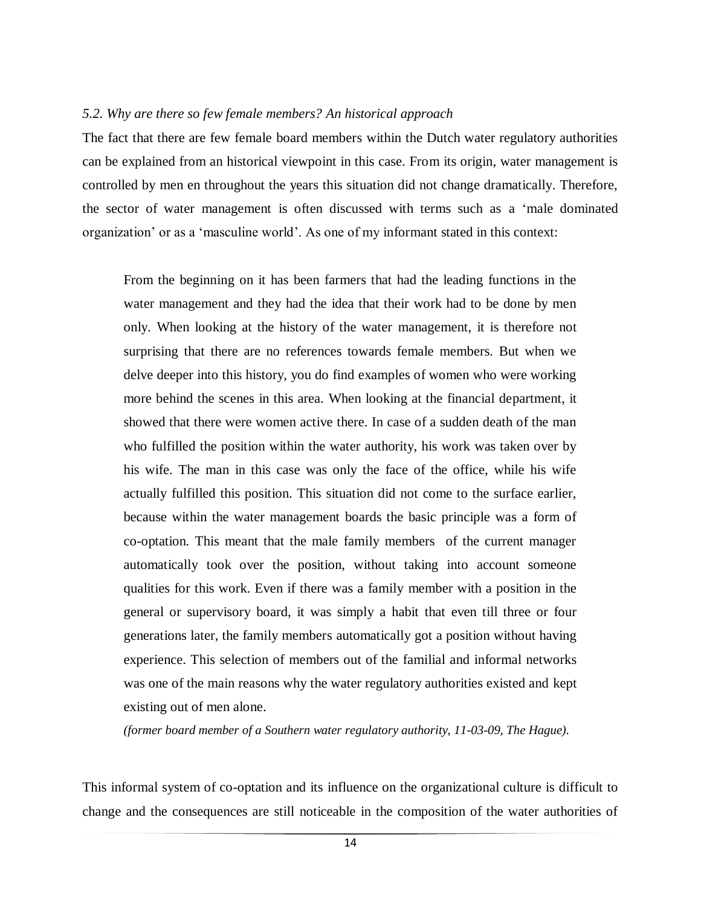*5.2. Why are there so few female members? An historical approach*

The fact that there are few female board members within the Dutch water regulatory authorities can be explained from an historical viewpoint in this case. From its origin, water management is controlled by men en throughout the years this situation did not change dramatically. Therefore, the sector of water management is often discussed with terms such as a 'male dominated organization' or as a 'masculine world'. As one of my informant stated in this context:

> From the beginning on it has been farmers that had the leading functions in the water management and they had the idea that their work had to be done by men only. When looking at the history of the water management, it is therefore not surprising that there are no references towards female members. But when we delve deeper into this history, you do find examples of women who were working more behind the scenes in this area. When looking at the financial department, it showed that there were women active there. In case of a sudden death of the man who fulfilled the position within the water authority, his work was taken over by his wife. The man in this case was only the face of the office, while his wife actually fulfilled this position. This situation did not come to the surface earlier, because within the water management boards the basic principle was a form of co-optation. This meant that the male family members of the current manager automatically took over the position, without taking into account someone qualities for this work. Even if there was a family member with a position in the general or supervisory board, it was simply a habit that even till three or four generations later, the family members automatically got a position without having experience. This selection of members out of the familial and informal networks was one of the main reasons why the water regulatory authorities existed and kept existing out of men alone.
>
> *(former board member of a Southern water regulatory authority, 11-03-09, The Hague).*

This informal system of co-optation and its influence on the organizational culture is difficult to change and the consequences are still noticeable in the composition of the water authorities of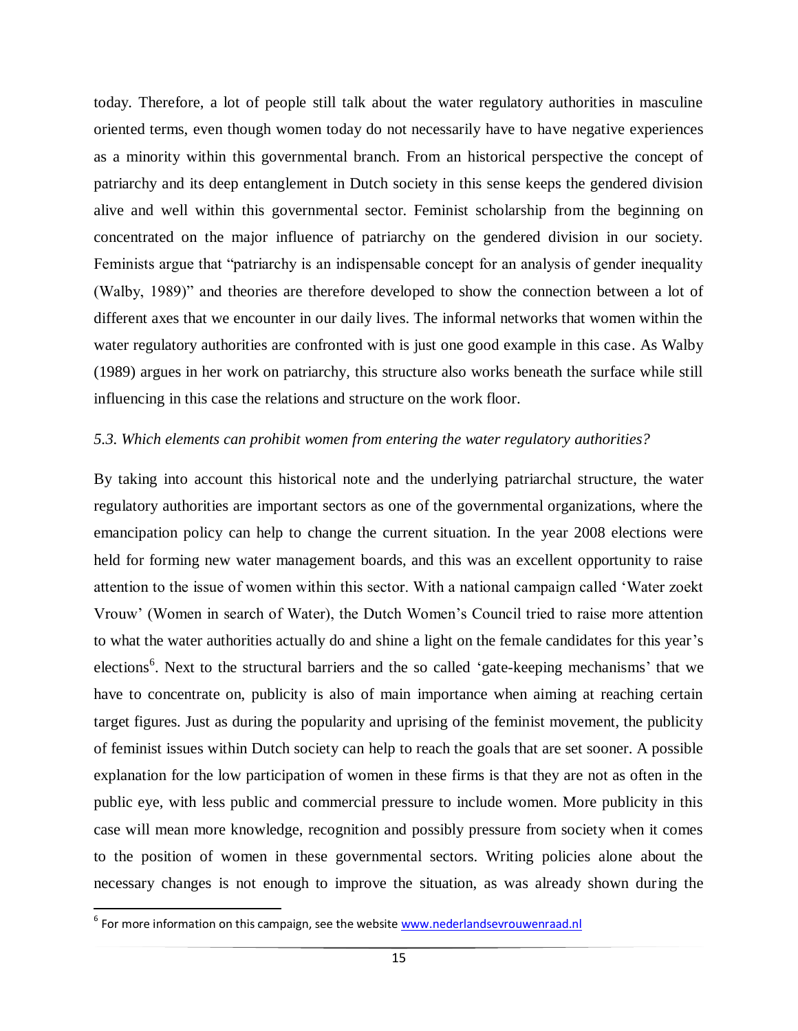today. Therefore, a lot of people still talk about the water regulatory authorities in masculine oriented terms, even though women today do not necessarily have to have negative experiences as a minority within this governmental branch. From an historical perspective the concept of patriarchy and its deep entanglement in Dutch society in this sense keeps the gendered division alive and well within this governmental sector. Feminist scholarship from the beginning on concentrated on the major influence of patriarchy on the gendered division in our society. Feminists argue that "patriarchy is an indispensable concept for an analysis of gender inequality (Walby, 1989)" and theories are therefore developed to show the connection between a lot of different axes that we encounter in our daily lives. The informal networks that women within the water regulatory authorities are confronted with is just one good example in this case. As Walby (1989) argues in her work on patriarchy, this structure also works beneath the surface while still influencing in this case the relations and structure on the work floor.

### *5.3. Which elements can prohibit women from entering the water regulatory authorities?*

By taking into account this historical note and the underlying patriarchal structure, the water regulatory authorities are important sectors as one of the governmental organizations, where the emancipation policy can help to change the current situation. In the year 2008 elections were held for forming new water management boards, and this was an excellent opportunity to raise attention to the issue of women within this sector. With a national campaign called 'Water zoekt Vrouw' (Women in search of Water), the Dutch Women's Council tried to raise more attention to what the water authorities actually do and shine a light on the female candidates for this year's elections[6]. Next to the structural barriers and the so called 'gate-keeping mechanisms' that we have to concentrate on, publicity is also of main importance when aiming at reaching certain target figures. Just as during the popularity and uprising of the feminist movement, the publicity of feminist issues within Dutch society can help to reach the goals that are set sooner. A possible explanation for the low participation of women in these firms is that they are not as often in the public eye, with less public and commercial pressure to include women. More publicity in this case will mean more knowledge, recognition and possibly pressure from society when it comes to the position of women in these governmental sectors. Writing policies alone about the necessary changes is not enough to improve the situation, as was already shown during the

[6] For more information on this campaign, see the website www.nederlandsevrouwenraad.nl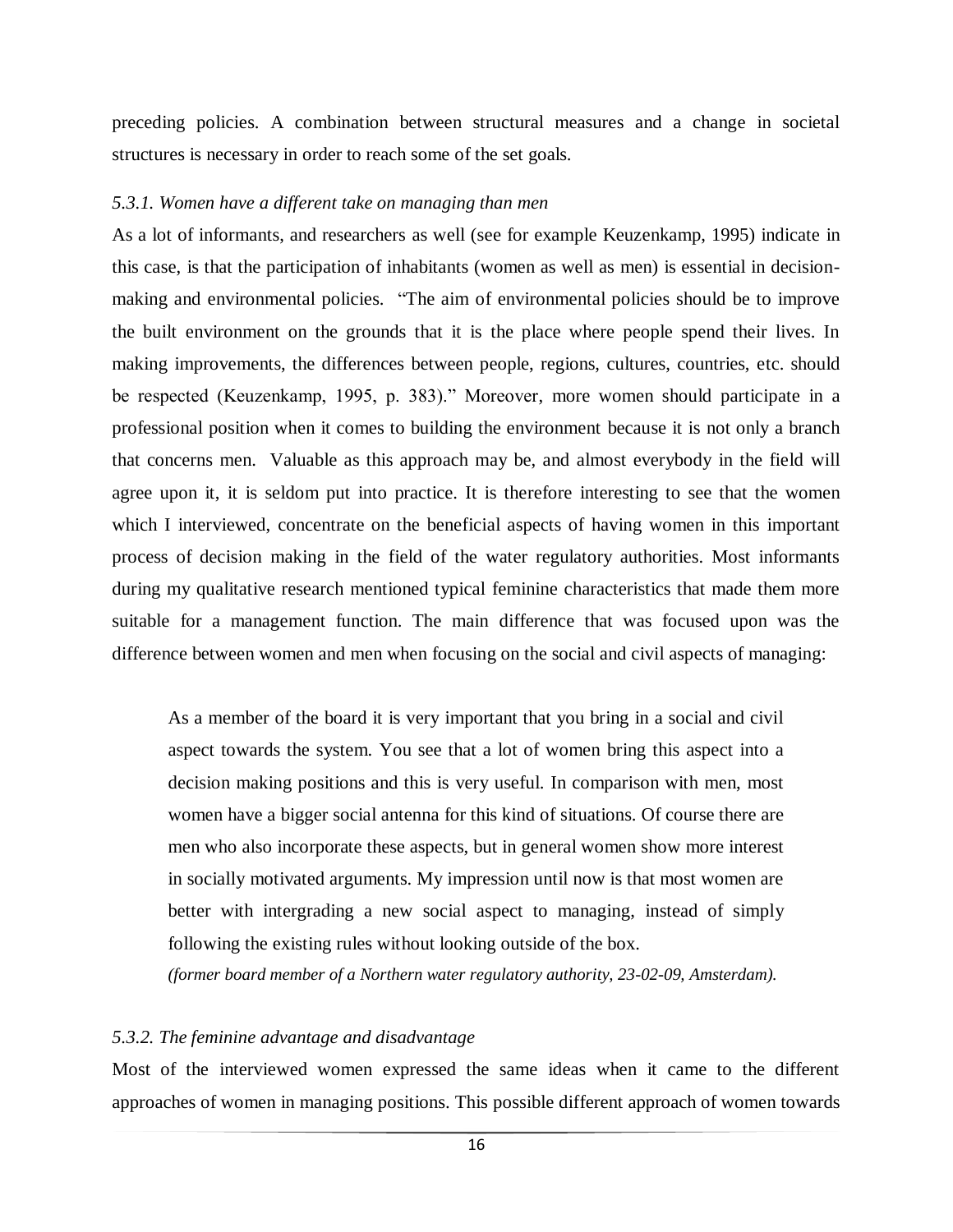preceding policies. A combination between structural measures and a change in societal structures is necessary in order to reach some of the set goals.

### *5.3.1. Women have a different take on managing than men*

As a lot of informants, and researchers as well (see for example Keuzenkamp, 1995) indicate in this case, is that the participation of inhabitants (women as well as men) is essential in decision-making and environmental policies. "The aim of environmental policies should be to improve the built environment on the grounds that it is the place where people spend their lives. In making improvements, the differences between people, regions, cultures, countries, etc. should be respected (Keuzenkamp, 1995, p. 383)." Moreover, more women should participate in a professional position when it comes to building the environment because it is not only a branch that concerns men. Valuable as this approach may be, and almost everybody in the field will agree upon it, it is seldom put into practice. It is therefore interesting to see that the women which I interviewed, concentrate on the beneficial aspects of having women in this important process of decision making in the field of the water regulatory authorities. Most informants during my qualitative research mentioned typical feminine characteristics that made them more suitable for a management function. The main difference that was focused upon was the difference between women and men when focusing on the social and civil aspects of managing:

> As a member of the board it is very important that you bring in a social and civil aspect towards the system. You see that a lot of women bring this aspect into a decision making positions and this is very useful. In comparison with men, most women have a bigger social antenna for this kind of situations. Of course there are men who also incorporate these aspects, but in general women show more interest in socially motivated arguments. My impression until now is that most women are better with intergrading a new social aspect to managing, instead of simply following the existing rules without looking outside of the box.
>
> *(former board member of a Northern water regulatory authority, 23-02-09, Amsterdam).*

### *5.3.2. The feminine advantage and disadvantage*

Most of the interviewed women expressed the same ideas when it came to the different approaches of women in managing positions. This possible different approach of women towards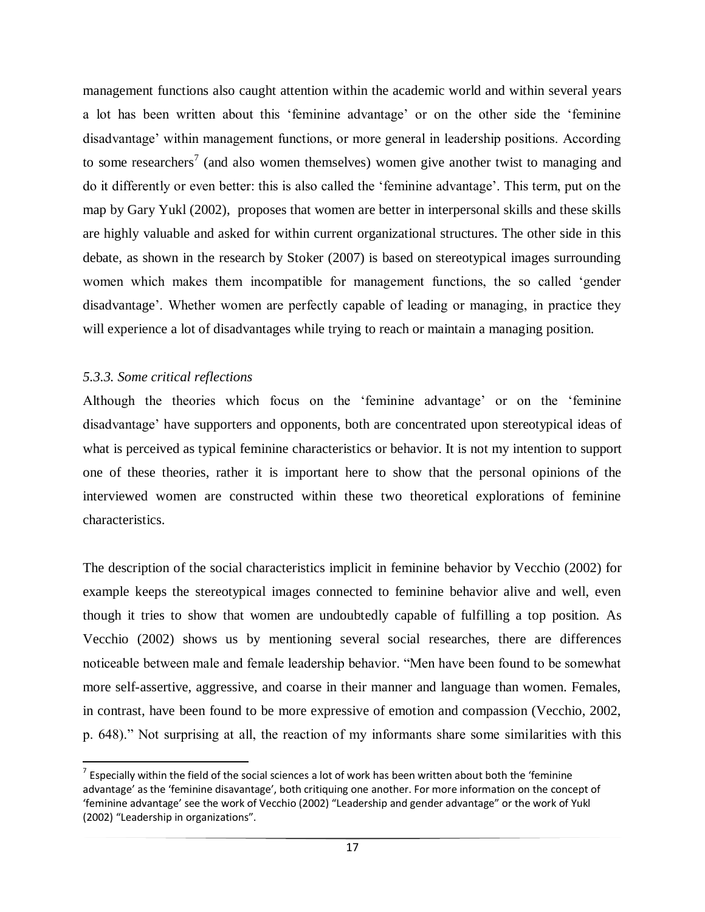management functions also caught attention within the academic world and within several years a lot has been written about this 'feminine advantage' or on the other side the 'feminine disadvantage' within management functions, or more general in leadership positions. According to some researchers[7] (and also women themselves) women give another twist to managing and do it differently or even better: this is also called the 'feminine advantage'. This term, put on the map by Gary Yukl (2002), proposes that women are better in interpersonal skills and these skills are highly valuable and asked for within current organizational structures. The other side in this debate, as shown in the research by Stoker (2007) is based on stereotypical images surrounding women which makes them incompatible for management functions, the so called 'gender disadvantage'. Whether women are perfectly capable of leading or managing, in practice they will experience a lot of disadvantages while trying to reach or maintain a managing position.

### *5.3.3. Some critical reflections*

Although the theories which focus on the 'feminine advantage' or on the 'feminine disadvantage' have supporters and opponents, both are concentrated upon stereotypical ideas of what is perceived as typical feminine characteristics or behavior. It is not my intention to support one of these theories, rather it is important here to show that the personal opinions of the interviewed women are constructed within these two theoretical explorations of feminine characteristics.

The description of the social characteristics implicit in feminine behavior by Vecchio (2002) for example keeps the stereotypical images connected to feminine behavior alive and well, even though it tries to show that women are undoubtedly capable of fulfilling a top position. As Vecchio (2002) shows us by mentioning several social researches, there are differences noticeable between male and female leadership behavior. "Men have been found to be somewhat more self-assertive, aggressive, and coarse in their manner and language than women. Females, in contrast, have been found to be more expressive of emotion and compassion (Vecchio, 2002, p. 648)." Not surprising at all, the reaction of my informants share some similarities with this

---

[7] Especially within the field of the social sciences a lot of work has been written about both the 'feminine advantage' as the 'feminine disavantage', both critiquing one another. For more information on the concept of 'feminine advantage' see the work of Vecchio (2002) "Leadership and gender advantage" or the work of Yukl (2002) "Leadership in organizations".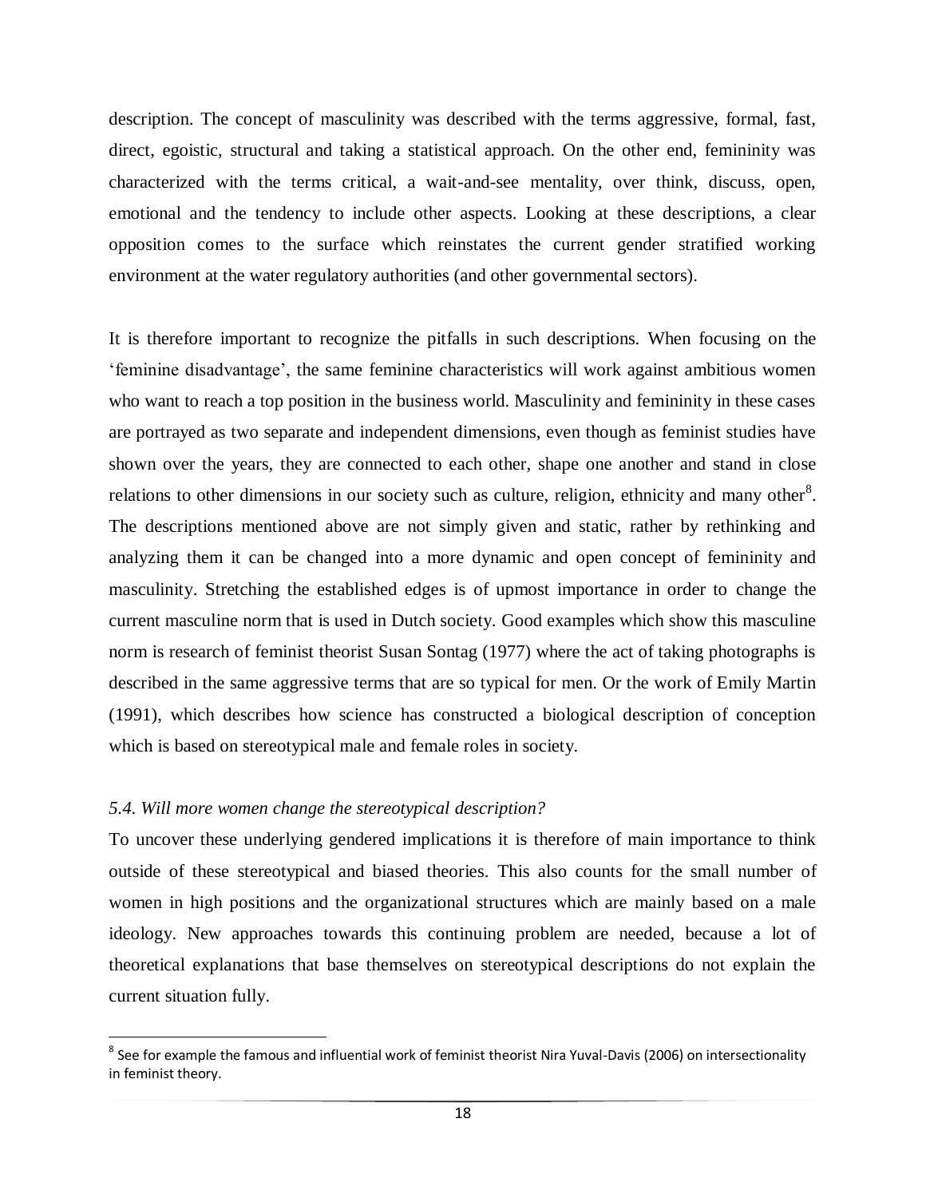description. The concept of masculinity was described with the terms aggressive, formal, fast, direct, egoistic, structural and taking a statistical approach. On the other end, femininity was characterized with the terms critical, a wait-and-see mentality, over think, discuss, open, emotional and the tendency to include other aspects. Looking at these descriptions, a clear opposition comes to the surface which reinstates the current gender stratified working environment at the water regulatory authorities (and other governmental sectors).

It is therefore important to recognize the pitfalls in such descriptions. When focusing on the 'feminine disadvantage', the same feminine characteristics will work against ambitious women who want to reach a top position in the business world. Masculinity and femininity in these cases are portrayed as two separate and independent dimensions, even though as feminist studies have shown over the years, they are connected to each other, shape one another and stand in close relations to other dimensions in our society such as culture, religion, ethnicity and many other[8]. The descriptions mentioned above are not simply given and static, rather by rethinking and analyzing them it can be changed into a more dynamic and open concept of femininity and masculinity. Stretching the established edges is of upmost importance in order to change the current masculine norm that is used in Dutch society. Good examples which show this masculine norm is research of feminist theorist Susan Sontag (1977) where the act of taking photographs is described in the same aggressive terms that are so typical for men. Or the work of Emily Martin (1991), which describes how science has constructed a biological description of conception which is based on stereotypical male and female roles in society.

### *5.4. Will more women change the stereotypical description?*

To uncover these underlying gendered implications it is therefore of main importance to think outside of these stereotypical and biased theories. This also counts for the small number of women in high positions and the organizational structures which are mainly based on a male ideology. New approaches towards this continuing problem are needed, because a lot of theoretical explanations that base themselves on stereotypical descriptions do not explain the current situation fully.

[8] See for example the famous and influential work of feminist theorist Nira Yuval-Davis (2006) on intersectionality in feminist theory.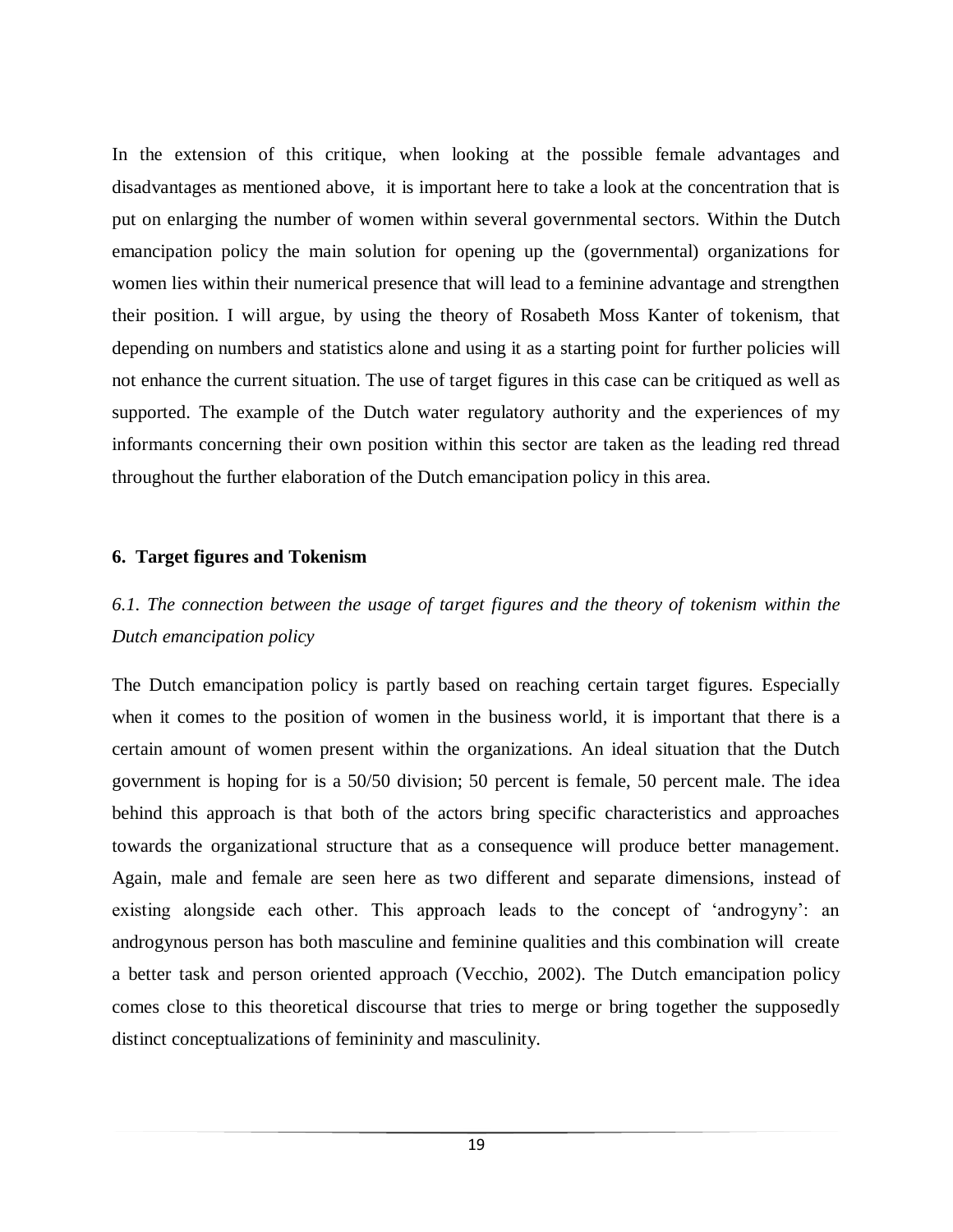In the extension of this critique, when looking at the possible female advantages and disadvantages as mentioned above, it is important here to take a look at the concentration that is put on enlarging the number of women within several governmental sectors. Within the Dutch emancipation policy the main solution for opening up the (governmental) organizations for women lies within their numerical presence that will lead to a feminine advantage and strengthen their position. I will argue, by using the theory of Rosabeth Moss Kanter of tokenism, that depending on numbers and statistics alone and using it as a starting point for further policies will not enhance the current situation. The use of target figures in this case can be critiqued as well as supported. The example of the Dutch water regulatory authority and the experiences of my informants concerning their own position within this sector are taken as the leading red thread throughout the further elaboration of the Dutch emancipation policy in this area.

## 6. Target figures and Tokenism

### *6.1. The connection between the usage of target figures and the theory of tokenism within the Dutch emancipation policy*

The Dutch emancipation policy is partly based on reaching certain target figures. Especially when it comes to the position of women in the business world, it is important that there is a certain amount of women present within the organizations. An ideal situation that the Dutch government is hoping for is a 50/50 division; 50 percent is female, 50 percent male. The idea behind this approach is that both of the actors bring specific characteristics and approaches towards the organizational structure that as a consequence will produce better management. Again, male and female are seen here as two different and separate dimensions, instead of existing alongside each other. This approach leads to the concept of 'androgyny': an androgynous person has both masculine and feminine qualities and this combination will create a better task and person oriented approach (Vecchio, 2002). The Dutch emancipation policy comes close to this theoretical discourse that tries to merge or bring together the supposedly distinct conceptualizations of femininity and masculinity.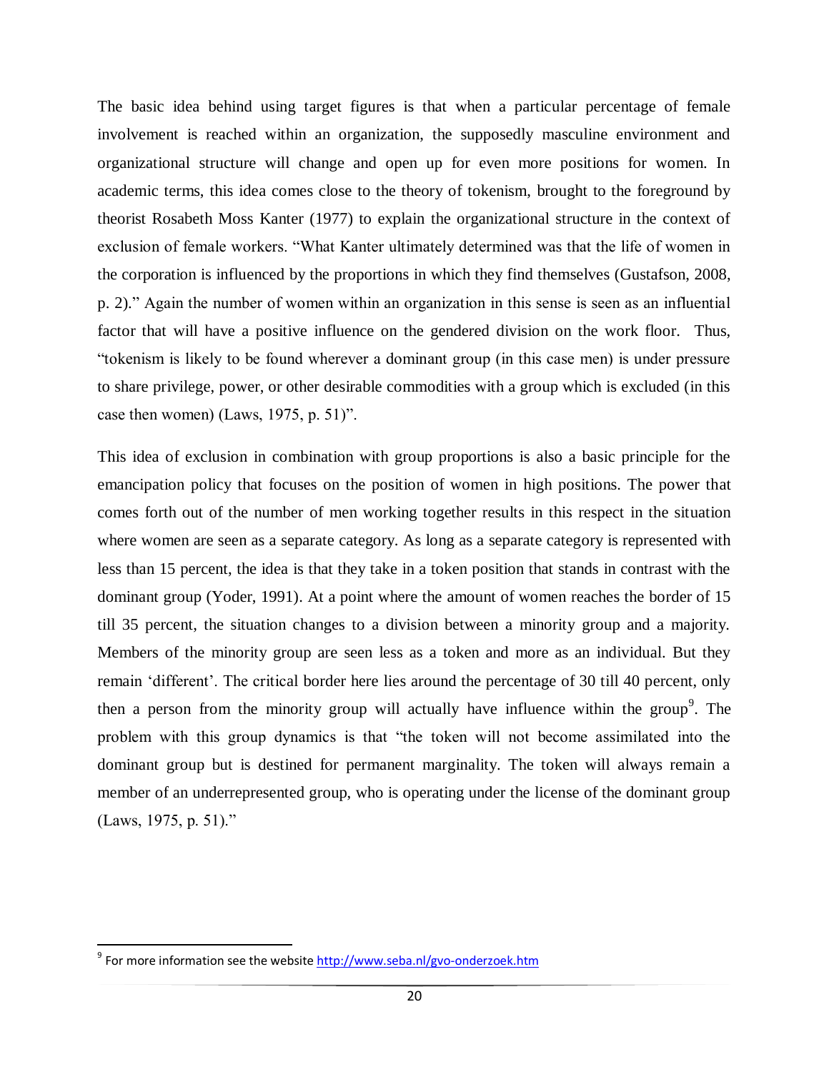The basic idea behind using target figures is that when a particular percentage of female involvement is reached within an organization, the supposedly masculine environment and organizational structure will change and open up for even more positions for women. In academic terms, this idea comes close to the theory of tokenism, brought to the foreground by theorist Rosabeth Moss Kanter (1977) to explain the organizational structure in the context of exclusion of female workers. "What Kanter ultimately determined was that the life of women in the corporation is influenced by the proportions in which they find themselves (Gustafson, 2008, p. 2)." Again the number of women within an organization in this sense is seen as an influential factor that will have a positive influence on the gendered division on the work floor. Thus, "tokenism is likely to be found wherever a dominant group (in this case men) is under pressure to share privilege, power, or other desirable commodities with a group which is excluded (in this case then women) (Laws, 1975, p. 51)".

This idea of exclusion in combination with group proportions is also a basic principle for the emancipation policy that focuses on the position of women in high positions. The power that comes forth out of the number of men working together results in this respect in the situation where women are seen as a separate category. As long as a separate category is represented with less than 15 percent, the idea is that they take in a token position that stands in contrast with the dominant group (Yoder, 1991). At a point where the amount of women reaches the border of 15 till 35 percent, the situation changes to a division between a minority group and a majority. Members of the minority group are seen less as a token and more as an individual. But they remain 'different'. The critical border here lies around the percentage of 30 till 40 percent, only then a person from the minority group will actually have influence within the group[9]. The problem with this group dynamics is that "the token will not become assimilated into the dominant group but is destined for permanent marginality. The token will always remain a member of an underrepresented group, who is operating under the license of the dominant group (Laws, 1975, p. 51)."

[9] For more information see the website http://www.seba.nl/gvo-onderzoek.htm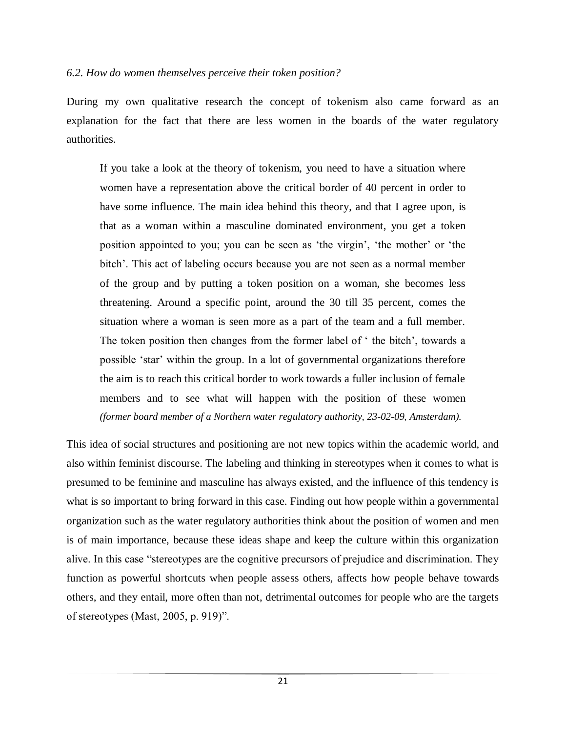*6.2. How do women themselves perceive their token position?*

During my own qualitative research the concept of tokenism also came forward as an explanation for the fact that there are less women in the boards of the water regulatory authorities.

> If you take a look at the theory of tokenism, you need to have a situation where women have a representation above the critical border of 40 percent in order to have some influence. The main idea behind this theory, and that I agree upon, is that as a woman within a masculine dominated environment, you get a token position appointed to you; you can be seen as 'the virgin', 'the mother' or 'the bitch'. This act of labeling occurs because you are not seen as a normal member of the group and by putting a token position on a woman, she becomes less threatening. Around a specific point, around the 30 till 35 percent, comes the situation where a woman is seen more as a part of the team and a full member. The token position then changes from the former label of ' the bitch', towards a possible 'star' within the group. In a lot of governmental organizations therefore the aim is to reach this critical border to work towards a fuller inclusion of female members and to see what will happen with the position of these women *(former board member of a Northern water regulatory authority, 23-02-09, Amsterdam).*

This idea of social structures and positioning are not new topics within the academic world, and also within feminist discourse. The labeling and thinking in stereotypes when it comes to what is presumed to be feminine and masculine has always existed, and the influence of this tendency is what is so important to bring forward in this case. Finding out how people within a governmental organization such as the water regulatory authorities think about the position of women and men is of main importance, because these ideas shape and keep the culture within this organization alive. In this case "stereotypes are the cognitive precursors of prejudice and discrimination. They function as powerful shortcuts when people assess others, affects how people behave towards others, and they entail, more often than not, detrimental outcomes for people who are the targets of stereotypes (Mast, 2005, p. 919)".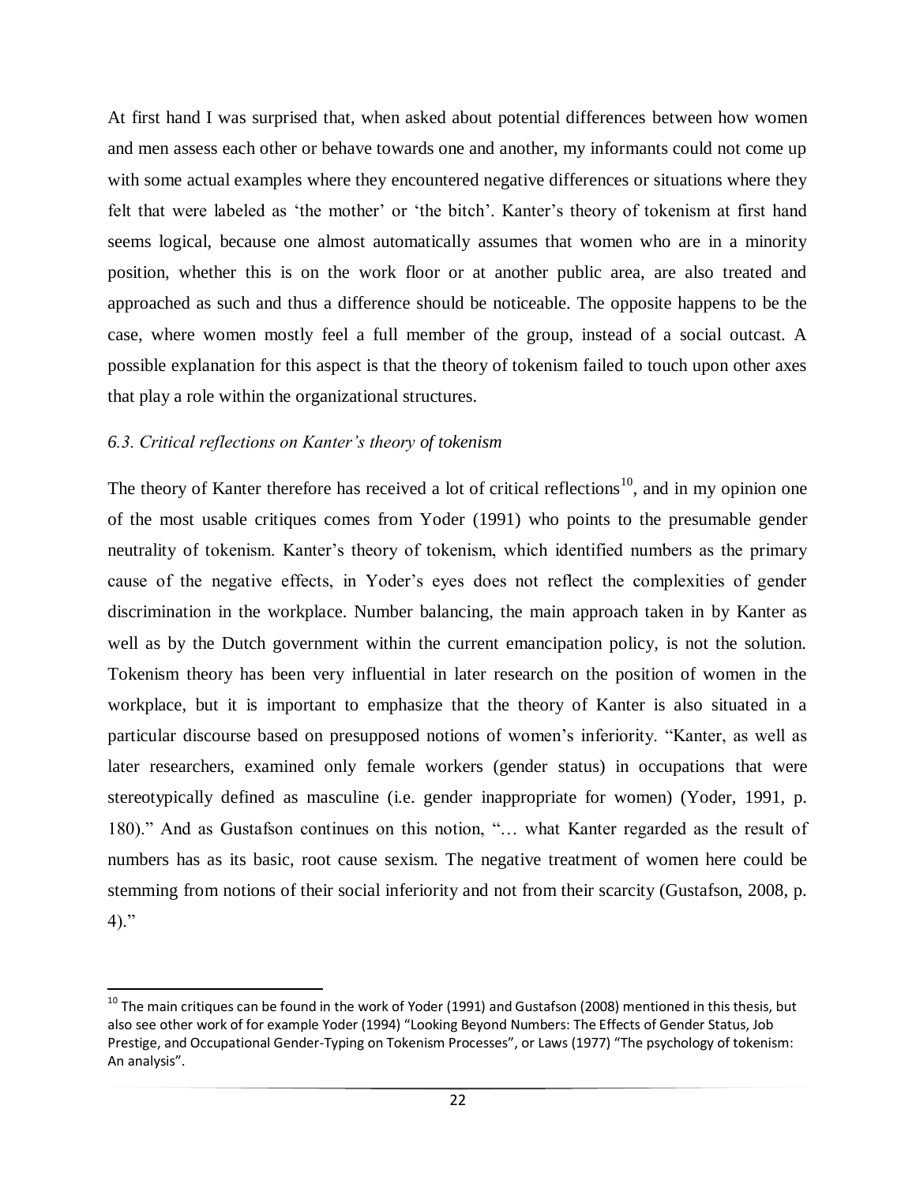At first hand I was surprised that, when asked about potential differences between how women and men assess each other or behave towards one and another, my informants could not come up with some actual examples where they encountered negative differences or situations where they felt that were labeled as 'the mother' or 'the bitch'. Kanter's theory of tokenism at first hand seems logical, because one almost automatically assumes that women who are in a minority position, whether this is on the work floor or at another public area, are also treated and approached as such and thus a difference should be noticeable. The opposite happens to be the case, where women mostly feel a full member of the group, instead of a social outcast. A possible explanation for this aspect is that the theory of tokenism failed to touch upon other axes that play a role within the organizational structures.

### *6.3. Critical reflections on Kanter's theory of tokenism*

The theory of Kanter therefore has received a lot of critical reflections[10], and in my opinion one of the most usable critiques comes from Yoder (1991) who points to the presumable gender neutrality of tokenism. Kanter's theory of tokenism, which identified numbers as the primary cause of the negative effects, in Yoder's eyes does not reflect the complexities of gender discrimination in the workplace. Number balancing, the main approach taken in by Kanter as well as by the Dutch government within the current emancipation policy, is not the solution. Tokenism theory has been very influential in later research on the position of women in the workplace, but it is important to emphasize that the theory of Kanter is also situated in a particular discourse based on presupposed notions of women's inferiority. "Kanter, as well as later researchers, examined only female workers (gender status) in occupations that were stereotypically defined as masculine (i.e. gender inappropriate for women) (Yoder, 1991, p. 180)." And as Gustafson continues on this notion, "… what Kanter regarded as the result of numbers has as its basic, root cause sexism. The negative treatment of women here could be stemming from notions of their social inferiority and not from their scarcity (Gustafson, 2008, p. 4)."

---

[10] The main critiques can be found in the work of Yoder (1991) and Gustafson (2008) mentioned in this thesis, but also see other work of for example Yoder (1994) "Looking Beyond Numbers: The Effects of Gender Status, Job Prestige, and Occupational Gender-Typing on Tokenism Processes", or Laws (1977) "The psychology of tokenism: An analysis".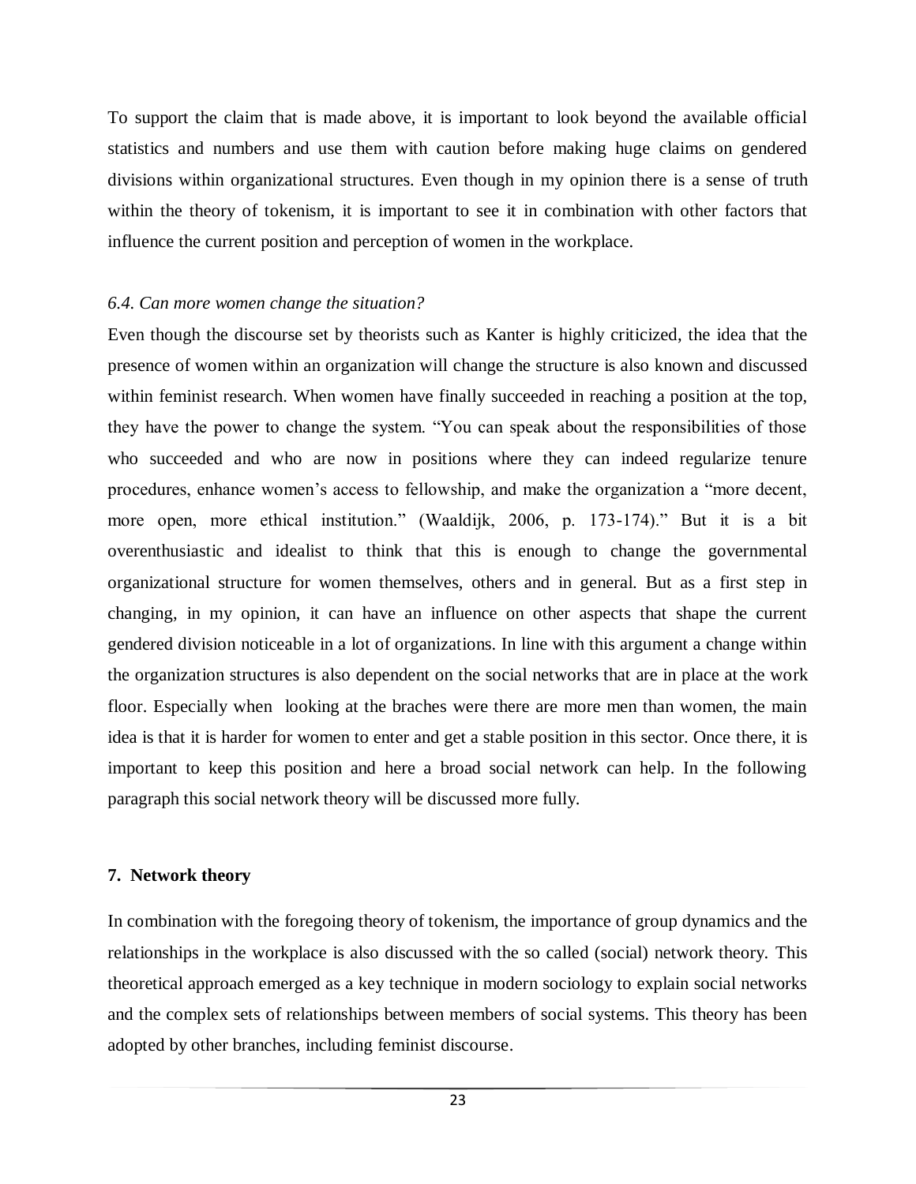To support the claim that is made above, it is important to look beyond the available official statistics and numbers and use them with caution before making huge claims on gendered divisions within organizational structures. Even though in my opinion there is a sense of truth within the theory of tokenism, it is important to see it in combination with other factors that influence the current position and perception of women in the workplace.

### *6.4. Can more women change the situation?*

Even though the discourse set by theorists such as Kanter is highly criticized, the idea that the presence of women within an organization will change the structure is also known and discussed within feminist research. When women have finally succeeded in reaching a position at the top, they have the power to change the system. "You can speak about the responsibilities of those who succeeded and who are now in positions where they can indeed regularize tenure procedures, enhance women's access to fellowship, and make the organization a "more decent, more open, more ethical institution." (Waaldijk, 2006, p. 173-174)." But it is a bit overenthusiastic and idealist to think that this is enough to change the governmental organizational structure for women themselves, others and in general. But as a first step in changing, in my opinion, it can have an influence on other aspects that shape the current gendered division noticeable in a lot of organizations. In line with this argument a change within the organization structures is also dependent on the social networks that are in place at the work floor. Especially when looking at the braches were there are more men than women, the main idea is that it is harder for women to enter and get a stable position in this sector. Once there, it is important to keep this position and here a broad social network can help. In the following paragraph this social network theory will be discussed more fully.

## 7. Network theory

In combination with the foregoing theory of tokenism, the importance of group dynamics and the relationships in the workplace is also discussed with the so called (social) network theory. This theoretical approach emerged as a key technique in modern sociology to explain social networks and the complex sets of relationships between members of social systems. This theory has been adopted by other branches, including feminist discourse.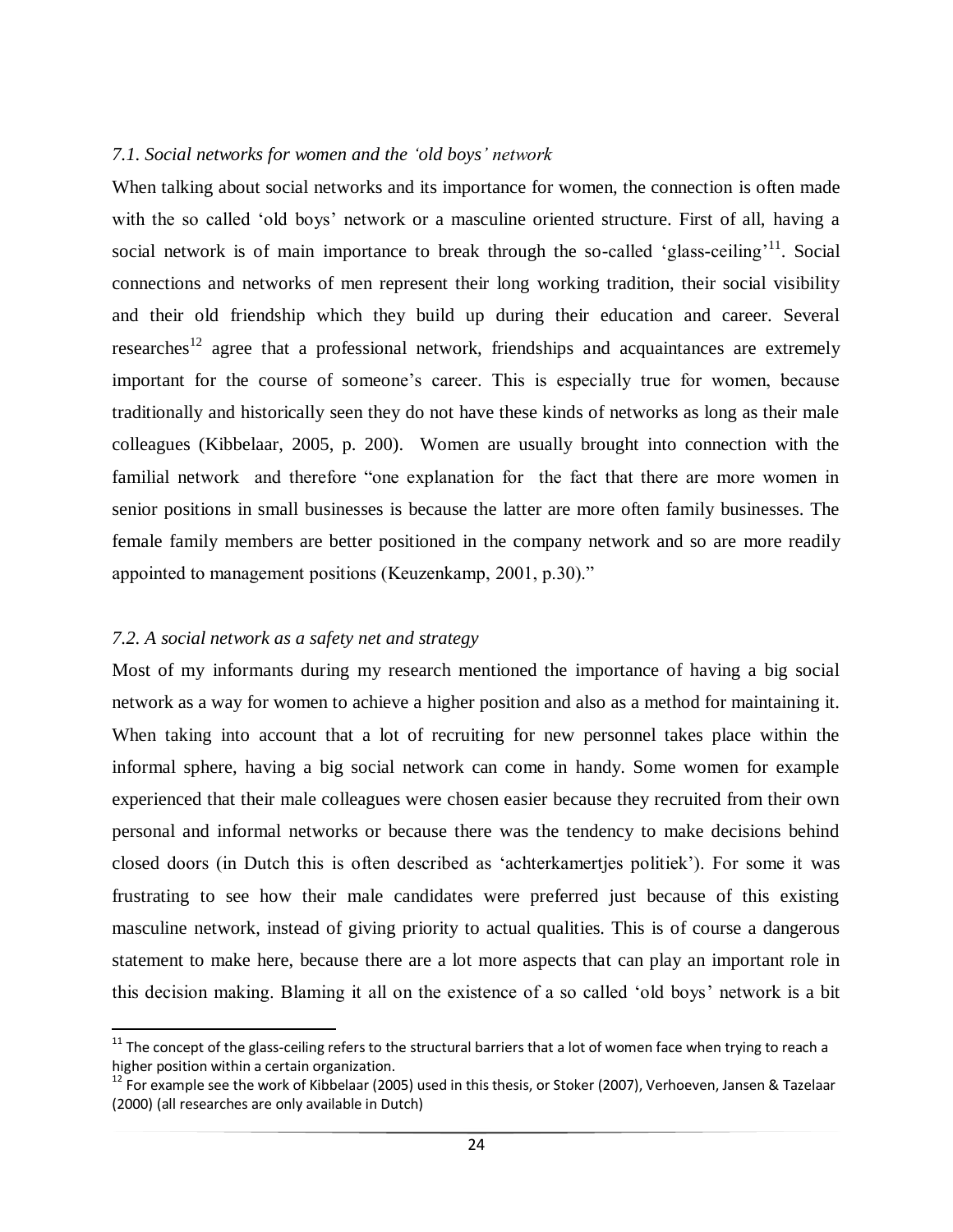### *7.1. Social networks for women and the 'old boys' network*

When talking about social networks and its importance for women, the connection is often made with the so called 'old boys' network or a masculine oriented structure. First of all, having a social network is of main importance to break through the so-called 'glass-ceiling'[11]. Social connections and networks of men represent their long working tradition, their social visibility and their old friendship which they build up during their education and career. Several researches[12] agree that a professional network, friendships and acquaintances are extremely important for the course of someone's career. This is especially true for women, because traditionally and historically seen they do not have these kinds of networks as long as their male colleagues (Kibbelaar, 2005, p. 200). Women are usually brought into connection with the familial network and therefore "one explanation for the fact that there are more women in senior positions in small businesses is because the latter are more often family businesses. The female family members are better positioned in the company network and so are more readily appointed to management positions (Keuzenkamp, 2001, p.30)."

### *7.2. A social network as a safety net and strategy*

Most of my informants during my research mentioned the importance of having a big social network as a way for women to achieve a higher position and also as a method for maintaining it. When taking into account that a lot of recruiting for new personnel takes place within the informal sphere, having a big social network can come in handy. Some women for example experienced that their male colleagues were chosen easier because they recruited from their own personal and informal networks or because there was the tendency to make decisions behind closed doors (in Dutch this is often described as 'achterkamertjes politiek'). For some it was frustrating to see how their male candidates were preferred just because of this existing masculine network, instead of giving priority to actual qualities. This is of course a dangerous statement to make here, because there are a lot more aspects that can play an important role in this decision making. Blaming it all on the existence of a so called 'old boys' network is a bit

---

[11] The concept of the glass-ceiling refers to the structural barriers that a lot of women face when trying to reach a higher position within a certain organization.

[12] For example see the work of Kibbelaar (2005) used in this thesis, or Stoker (2007), Verhoeven, Jansen & Tazelaar (2000) (all researches are only available in Dutch)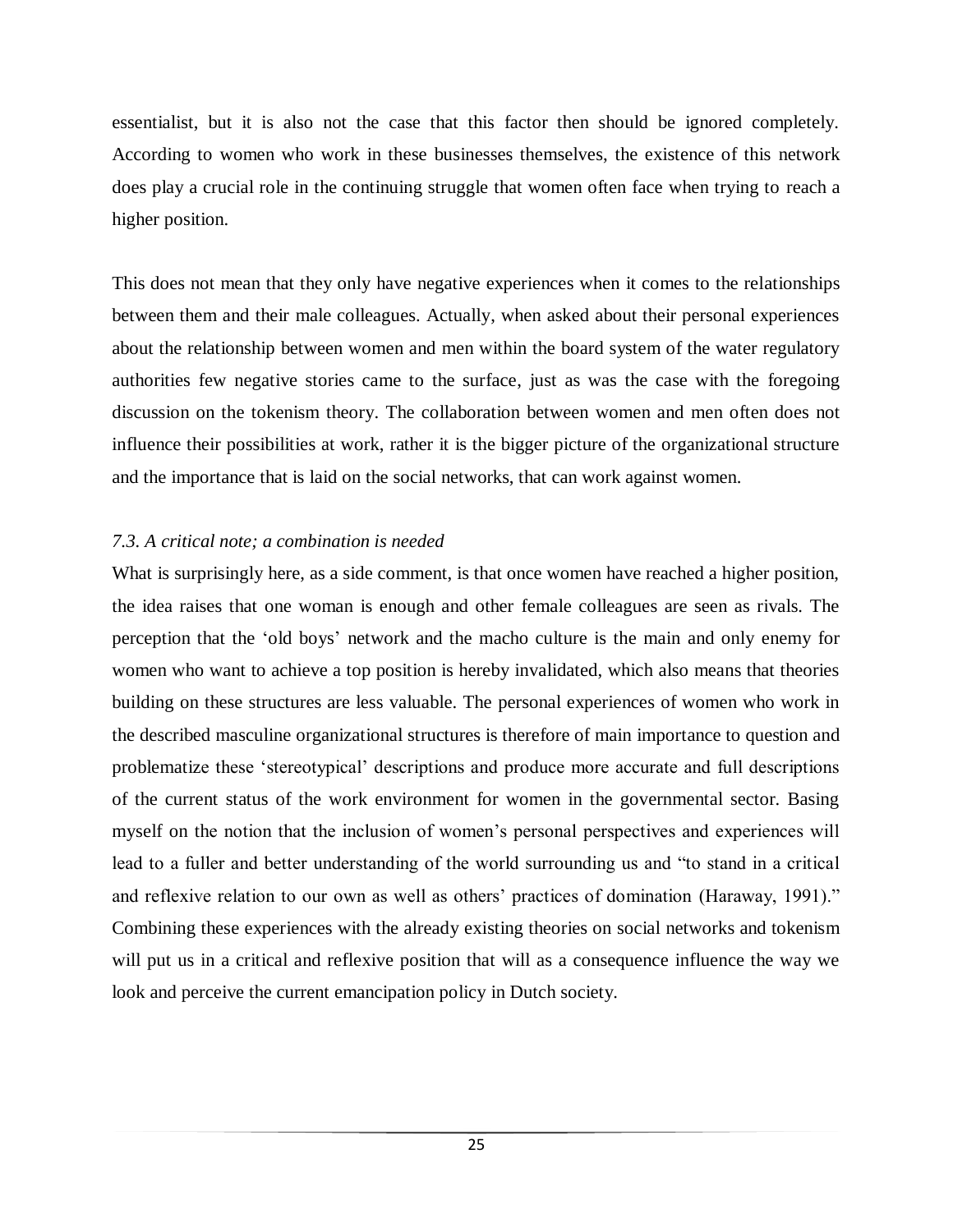essentialist, but it is also not the case that this factor then should be ignored completely. According to women who work in these businesses themselves, the existence of this network does play a crucial role in the continuing struggle that women often face when trying to reach a higher position.

This does not mean that they only have negative experiences when it comes to the relationships between them and their male colleagues. Actually, when asked about their personal experiences about the relationship between women and men within the board system of the water regulatory authorities few negative stories came to the surface, just as was the case with the foregoing discussion on the tokenism theory. The collaboration between women and men often does not influence their possibilities at work, rather it is the bigger picture of the organizational structure and the importance that is laid on the social networks, that can work against women.

### *7.3. A critical note; a combination is needed*

What is surprisingly here, as a side comment, is that once women have reached a higher position, the idea raises that one woman is enough and other female colleagues are seen as rivals. The perception that the 'old boys' network and the macho culture is the main and only enemy for women who want to achieve a top position is hereby invalidated, which also means that theories building on these structures are less valuable. The personal experiences of women who work in the described masculine organizational structures is therefore of main importance to question and problematize these 'stereotypical' descriptions and produce more accurate and full descriptions of the current status of the work environment for women in the governmental sector. Basing myself on the notion that the inclusion of women's personal perspectives and experiences will lead to a fuller and better understanding of the world surrounding us and "to stand in a critical and reflexive relation to our own as well as others' practices of domination (Haraway, 1991)." Combining these experiences with the already existing theories on social networks and tokenism will put us in a critical and reflexive position that will as a consequence influence the way we look and perceive the current emancipation policy in Dutch society.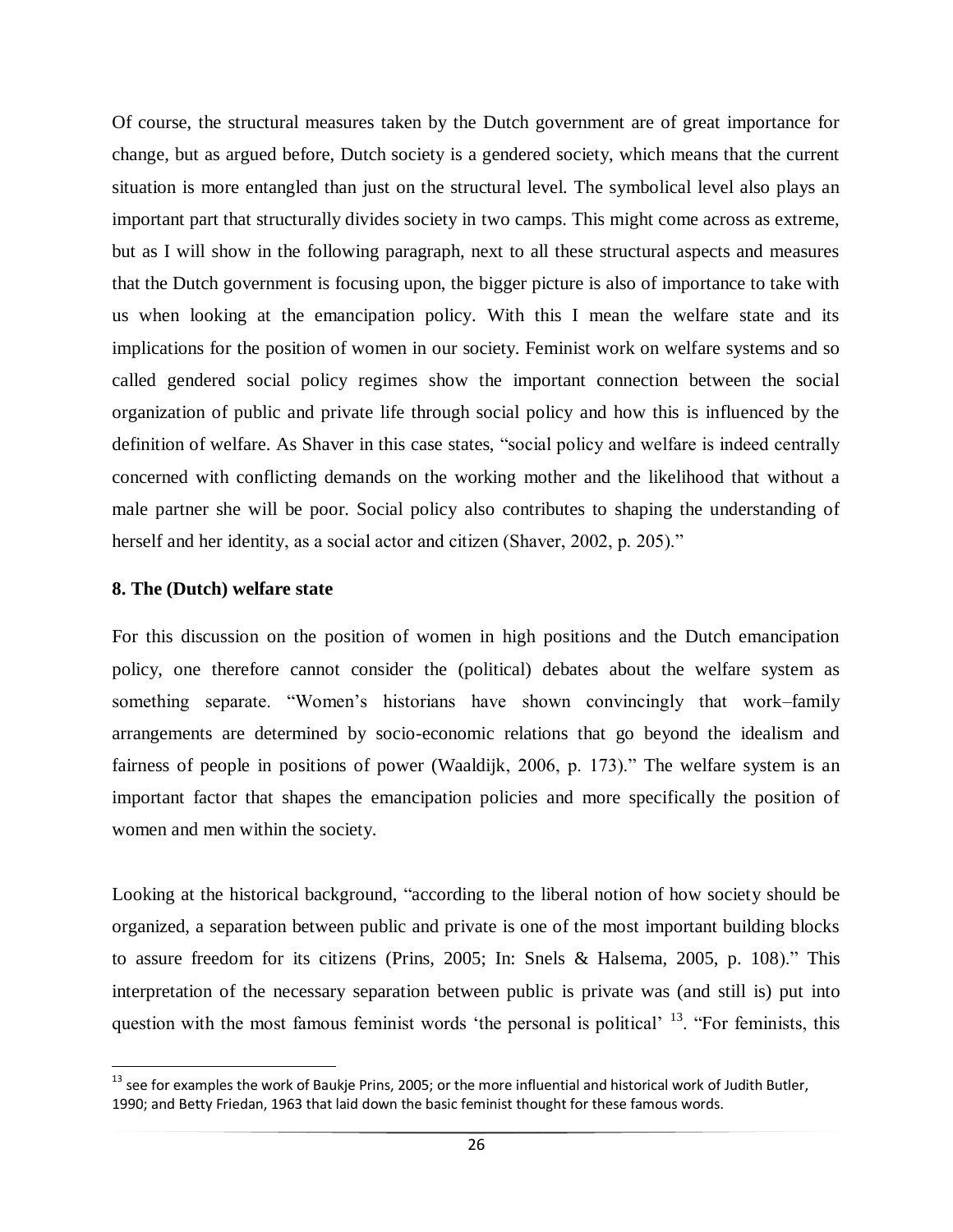Of course, the structural measures taken by the Dutch government are of great importance for change, but as argued before, Dutch society is a gendered society, which means that the current situation is more entangled than just on the structural level. The symbolical level also plays an important part that structurally divides society in two camps. This might come across as extreme, but as I will show in the following paragraph, next to all these structural aspects and measures that the Dutch government is focusing upon, the bigger picture is also of importance to take with us when looking at the emancipation policy. With this I mean the welfare state and its implications for the position of women in our society. Feminist work on welfare systems and so called gendered social policy regimes show the important connection between the social organization of public and private life through social policy and how this is influenced by the definition of welfare. As Shaver in this case states, "social policy and welfare is indeed centrally concerned with conflicting demands on the working mother and the likelihood that without a male partner she will be poor. Social policy also contributes to shaping the understanding of herself and her identity, as a social actor and citizen (Shaver, 2002, p. 205)."

## 8. The (Dutch) welfare state

For this discussion on the position of women in high positions and the Dutch emancipation policy, one therefore cannot consider the (political) debates about the welfare system as something separate. "Women's historians have shown convincingly that work–family arrangements are determined by socio-economic relations that go beyond the idealism and fairness of people in positions of power (Waaldijk, 2006, p. 173)." The welfare system is an important factor that shapes the emancipation policies and more specifically the position of women and men within the society.

Looking at the historical background, "according to the liberal notion of how society should be organized, a separation between public and private is one of the most important building blocks to assure freedom for its citizens (Prins, 2005; In: Snels & Halsema, 2005, p. 108)." This interpretation of the necessary separation between public is private was (and still is) put into question with the most famous feminist words 'the personal is political' [13]. "For feminists, this

[13] see for examples the work of Baukje Prins, 2005; or the more influential and historical work of Judith Butler, 1990; and Betty Friedan, 1963 that laid down the basic feminist thought for these famous words.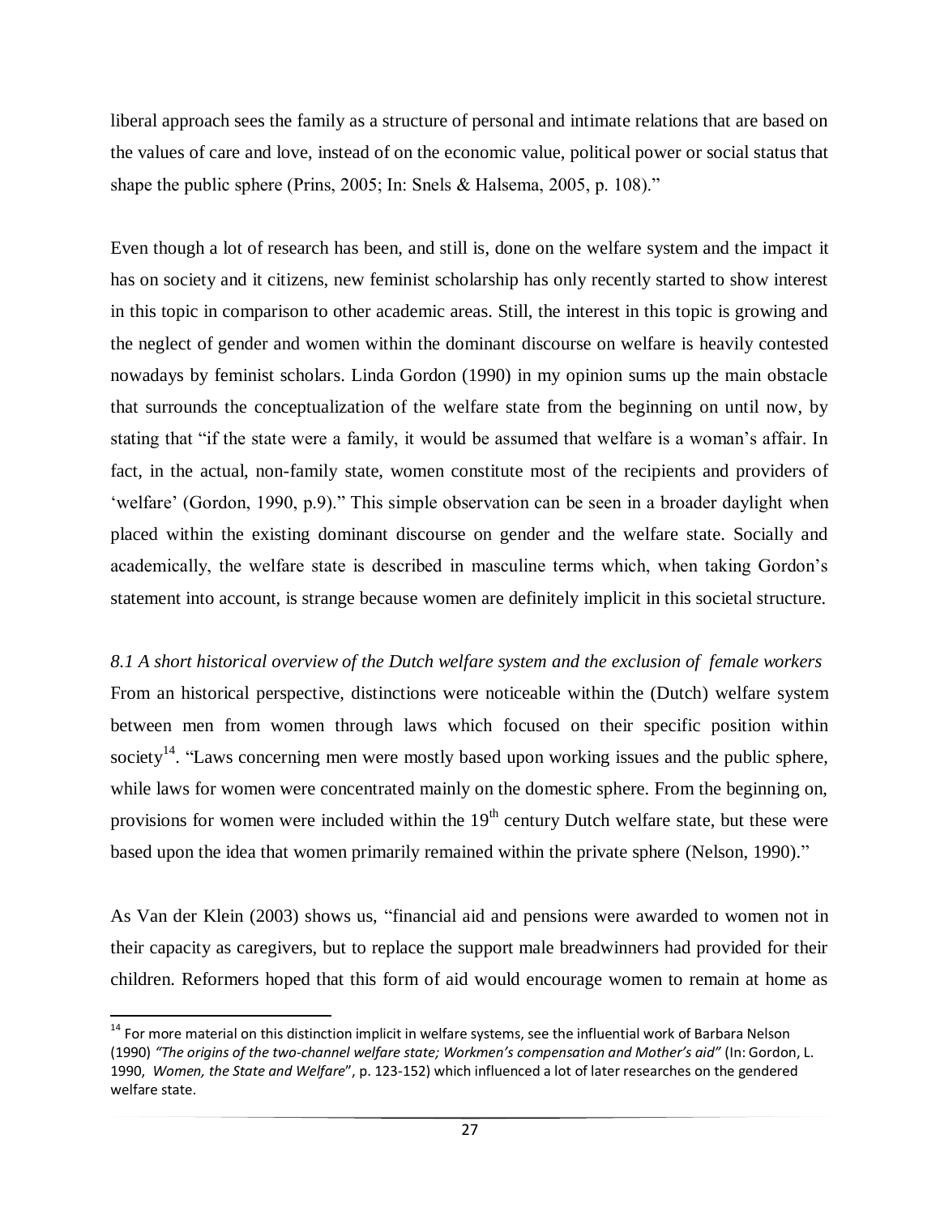liberal approach sees the family as a structure of personal and intimate relations that are based on the values of care and love, instead of on the economic value, political power or social status that shape the public sphere (Prins, 2005; In: Snels & Halsema, 2005, p. 108)."

Even though a lot of research has been, and still is, done on the welfare system and the impact it has on society and it citizens, new feminist scholarship has only recently started to show interest in this topic in comparison to other academic areas. Still, the interest in this topic is growing and the neglect of gender and women within the dominant discourse on welfare is heavily contested nowadays by feminist scholars. Linda Gordon (1990) in my opinion sums up the main obstacle that surrounds the conceptualization of the welfare state from the beginning on until now, by stating that "if the state were a family, it would be assumed that welfare is a woman's affair. In fact, in the actual, non-family state, women constitute most of the recipients and providers of 'welfare' (Gordon, 1990, p.9)." This simple observation can be seen in a broader daylight when placed within the existing dominant discourse on gender and the welfare state. Socially and academically, the welfare state is described in masculine terms which, when taking Gordon's statement into account, is strange because women are definitely implicit in this societal structure.

### *8.1 A short historical overview of the Dutch welfare system and the exclusion of female workers*

From an historical perspective, distinctions were noticeable within the (Dutch) welfare system between men from women through laws which focused on their specific position within society[14]. "Laws concerning men were mostly based upon working issues and the public sphere, while laws for women were concentrated mainly on the domestic sphere. From the beginning on, provisions for women were included within the 19th century Dutch welfare state, but these were based upon the idea that women primarily remained within the private sphere (Nelson, 1990)."

As Van der Klein (2003) shows us, "financial aid and pensions were awarded to women not in their capacity as caregivers, but to replace the support male breadwinners had provided for their children. Reformers hoped that this form of aid would encourage women to remain at home as

---

[14] For more material on this distinction implicit in welfare systems, see the influential work of Barbara Nelson (1990) *"The origins of the two-channel welfare state; Workmen's compensation and Mother's aid"* (In: Gordon, L. 1990, *Women, the State and Welfare*", p. 123-152) which influenced a lot of later researches on the gendered welfare state.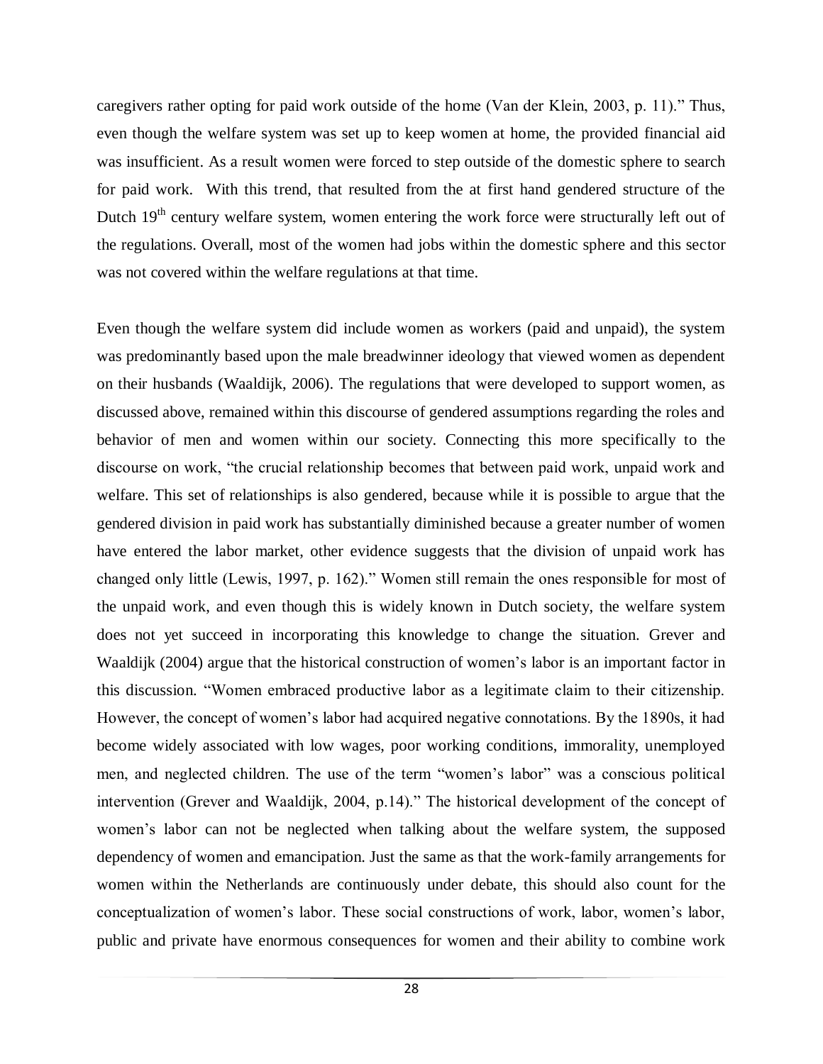caregivers rather opting for paid work outside of the home (Van der Klein, 2003, p. 11)." Thus, even though the welfare system was set up to keep women at home, the provided financial aid was insufficient. As a result women were forced to step outside of the domestic sphere to search for paid work. With this trend, that resulted from the at first hand gendered structure of the Dutch 19th century welfare system, women entering the work force were structurally left out of the regulations. Overall, most of the women had jobs within the domestic sphere and this sector was not covered within the welfare regulations at that time.

Even though the welfare system did include women as workers (paid and unpaid), the system was predominantly based upon the male breadwinner ideology that viewed women as dependent on their husbands (Waaldijk, 2006). The regulations that were developed to support women, as discussed above, remained within this discourse of gendered assumptions regarding the roles and behavior of men and women within our society. Connecting this more specifically to the discourse on work, "the crucial relationship becomes that between paid work, unpaid work and welfare. This set of relationships is also gendered, because while it is possible to argue that the gendered division in paid work has substantially diminished because a greater number of women have entered the labor market, other evidence suggests that the division of unpaid work has changed only little (Lewis, 1997, p. 162)." Women still remain the ones responsible for most of the unpaid work, and even though this is widely known in Dutch society, the welfare system does not yet succeed in incorporating this knowledge to change the situation. Grever and Waaldijk (2004) argue that the historical construction of women's labor is an important factor in this discussion. "Women embraced productive labor as a legitimate claim to their citizenship. However, the concept of women's labor had acquired negative connotations. By the 1890s, it had become widely associated with low wages, poor working conditions, immorality, unemployed men, and neglected children. The use of the term "women's labor" was a conscious political intervention (Grever and Waaldijk, 2004, p.14)." The historical development of the concept of women's labor can not be neglected when talking about the welfare system, the supposed dependency of women and emancipation. Just the same as that the work-family arrangements for women within the Netherlands are continuously under debate, this should also count for the conceptualization of women's labor. These social constructions of work, labor, women's labor, public and private have enormous consequences for women and their ability to combine work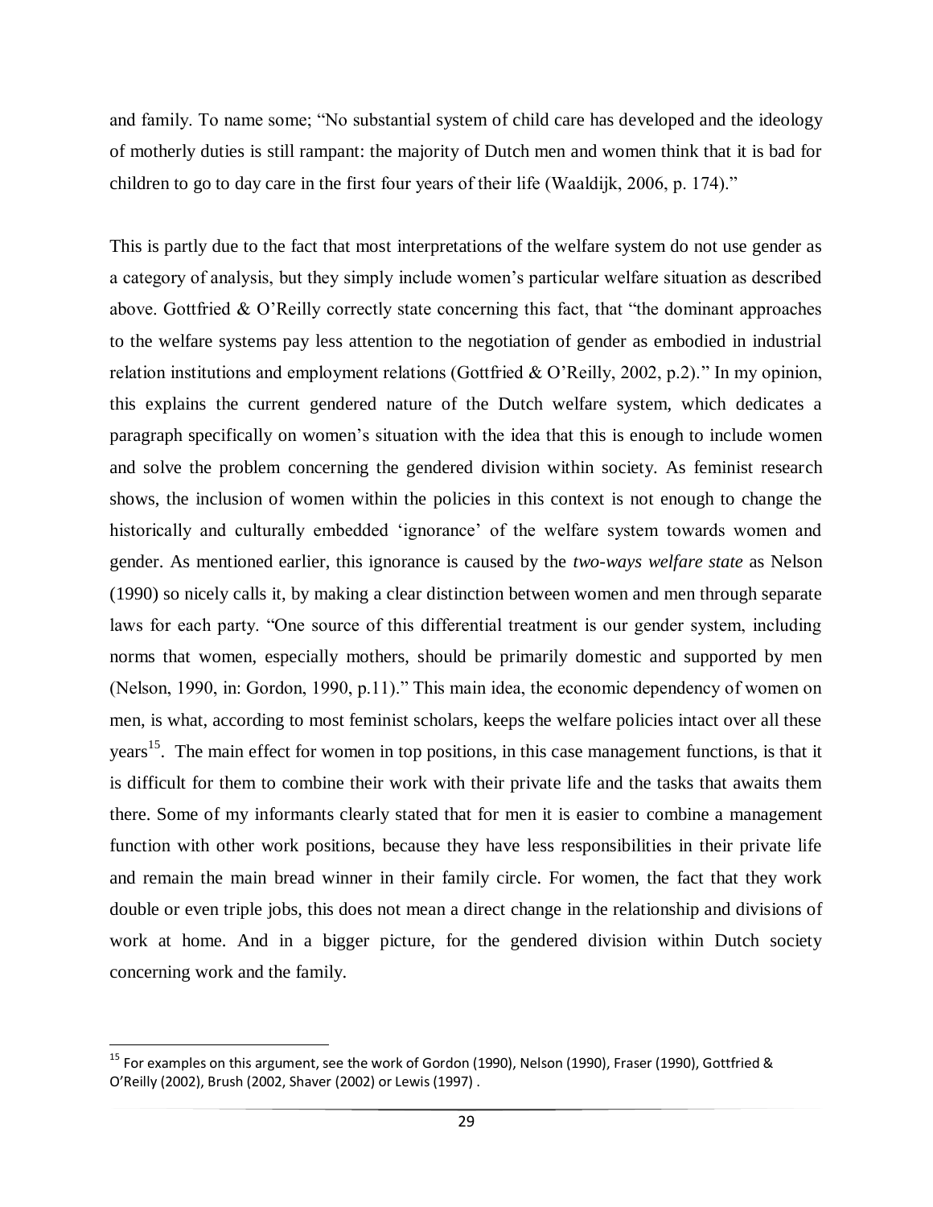and family. To name some; "No substantial system of child care has developed and the ideology of motherly duties is still rampant: the majority of Dutch men and women think that it is bad for children to go to day care in the first four years of their life (Waaldijk, 2006, p. 174)."

This is partly due to the fact that most interpretations of the welfare system do not use gender as a category of analysis, but they simply include women's particular welfare situation as described above. Gottfried & O'Reilly correctly state concerning this fact, that "the dominant approaches to the welfare systems pay less attention to the negotiation of gender as embodied in industrial relation institutions and employment relations (Gottfried & O'Reilly, 2002, p.2)." In my opinion, this explains the current gendered nature of the Dutch welfare system, which dedicates a paragraph specifically on women's situation with the idea that this is enough to include women and solve the problem concerning the gendered division within society. As feminist research shows, the inclusion of women within the policies in this context is not enough to change the historically and culturally embedded 'ignorance' of the welfare system towards women and gender. As mentioned earlier, this ignorance is caused by the *two-ways welfare state* as Nelson (1990) so nicely calls it, by making a clear distinction between women and men through separate laws for each party. "One source of this differential treatment is our gender system, including norms that women, especially mothers, should be primarily domestic and supported by men (Nelson, 1990, in: Gordon, 1990, p.11)." This main idea, the economic dependency of women on men, is what, according to most feminist scholars, keeps the welfare policies intact over all these years[15]. The main effect for women in top positions, in this case management functions, is that it is difficult for them to combine their work with their private life and the tasks that awaits them there. Some of my informants clearly stated that for men it is easier to combine a management function with other work positions, because they have less responsibilities in their private life and remain the main bread winner in their family circle. For women, the fact that they work double or even triple jobs, this does not mean a direct change in the relationship and divisions of work at home. And in a bigger picture, for the gendered division within Dutch society concerning work and the family.

[15] For examples on this argument, see the work of Gordon (1990), Nelson (1990), Fraser (1990), Gottfried & O'Reilly (2002), Brush (2002, Shaver (2002) or Lewis (1997) .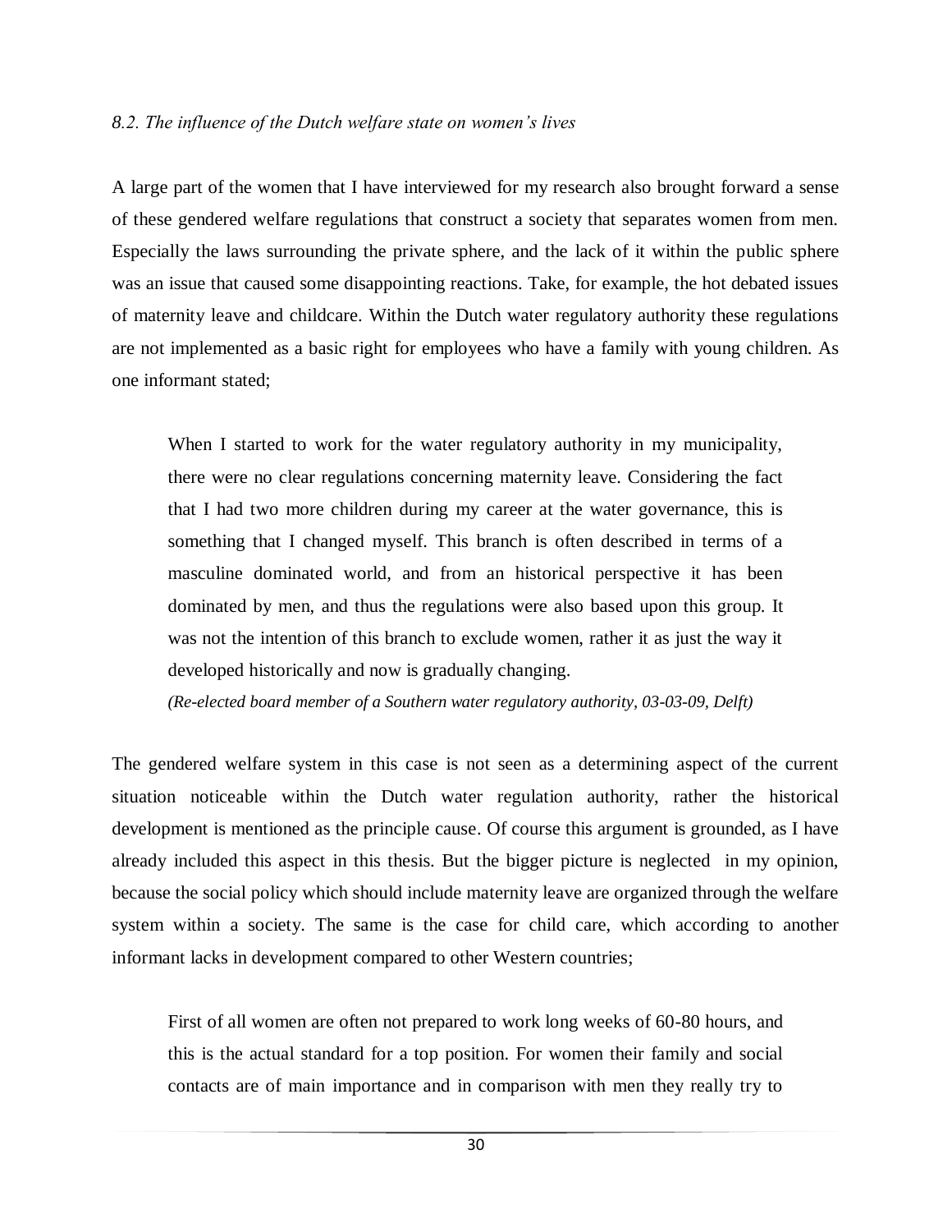*8.2. The influence of the Dutch welfare state on women's lives*

A large part of the women that I have interviewed for my research also brought forward a sense of these gendered welfare regulations that construct a society that separates women from men. Especially the laws surrounding the private sphere, and the lack of it within the public sphere was an issue that caused some disappointing reactions. Take, for example, the hot debated issues of maternity leave and childcare. Within the Dutch water regulatory authority these regulations are not implemented as a basic right for employees who have a family with young children. As one informant stated;

> When I started to work for the water regulatory authority in my municipality, there were no clear regulations concerning maternity leave. Considering the fact that I had two more children during my career at the water governance, this is something that I changed myself. This branch is often described in terms of a masculine dominated world, and from an historical perspective it has been dominated by men, and thus the regulations were also based upon this group. It was not the intention of this branch to exclude women, rather it as just the way it developed historically and now is gradually changing.
>
> *(Re-elected board member of a Southern water regulatory authority, 03-03-09, Delft)*

The gendered welfare system in this case is not seen as a determining aspect of the current situation noticeable within the Dutch water regulation authority, rather the historical development is mentioned as the principle cause. Of course this argument is grounded, as I have already included this aspect in this thesis. But the bigger picture is neglected in my opinion, because the social policy which should include maternity leave are organized through the welfare system within a society. The same is the case for child care, which according to another informant lacks in development compared to other Western countries;

> First of all women are often not prepared to work long weeks of 60-80 hours, and this is the actual standard for a top position. For women their family and social contacts are of main importance and in comparison with men they really try to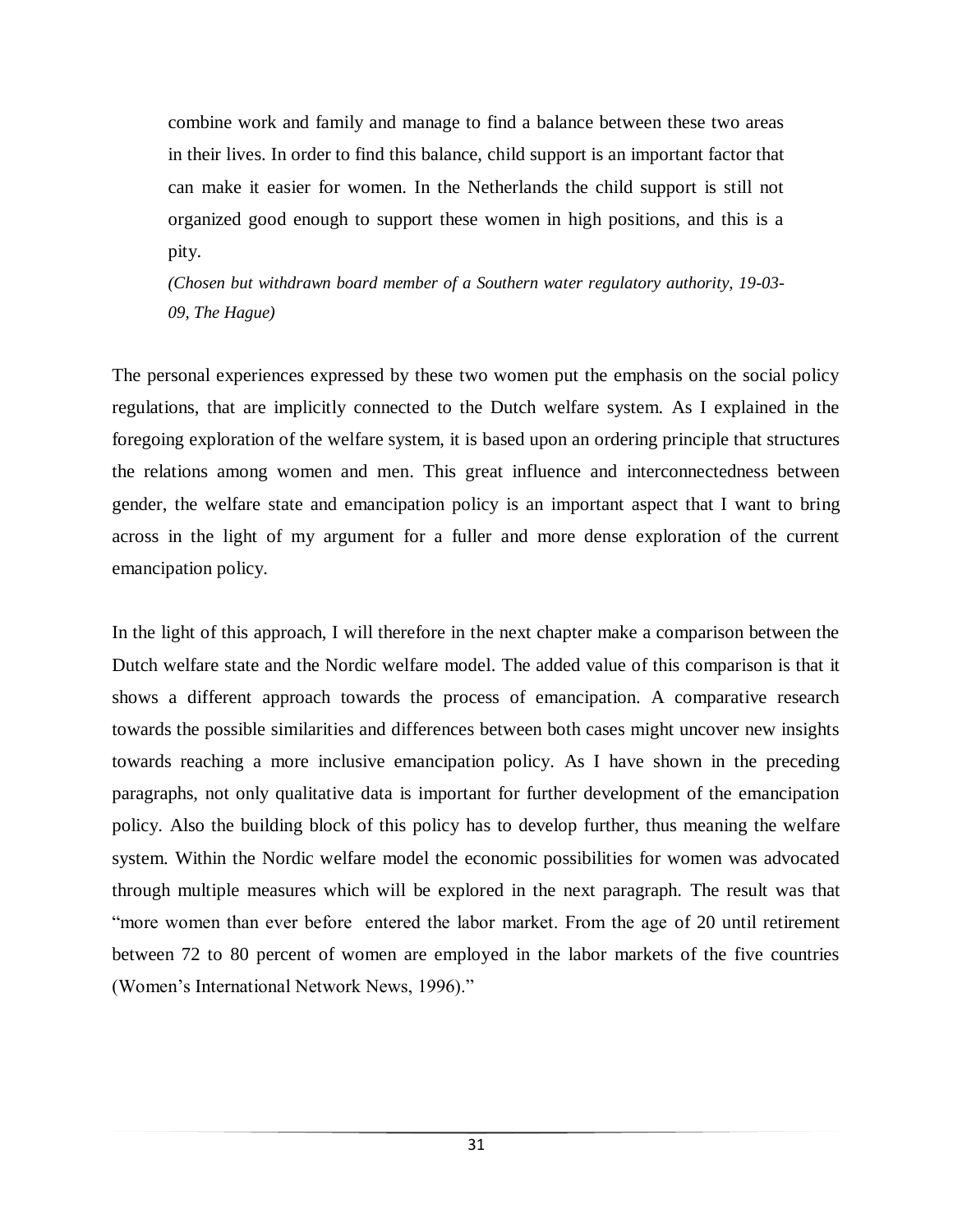> combine work and family and manage to find a balance between these two areas in their lives. In order to find this balance, child support is an important factor that can make it easier for women. In the Netherlands the child support is still not organized good enough to support these women in high positions, and this is a pity.
>
> *(Chosen but withdrawn board member of a Southern water regulatory authority, 19-03-09, The Hague)*

The personal experiences expressed by these two women put the emphasis on the social policy regulations, that are implicitly connected to the Dutch welfare system. As I explained in the foregoing exploration of the welfare system, it is based upon an ordering principle that structures the relations among women and men. This great influence and interconnectedness between gender, the welfare state and emancipation policy is an important aspect that I want to bring across in the light of my argument for a fuller and more dense exploration of the current emancipation policy.

In the light of this approach, I will therefore in the next chapter make a comparison between the Dutch welfare state and the Nordic welfare model. The added value of this comparison is that it shows a different approach towards the process of emancipation. A comparative research towards the possible similarities and differences between both cases might uncover new insights towards reaching a more inclusive emancipation policy. As I have shown in the preceding paragraphs, not only qualitative data is important for further development of the emancipation policy. Also the building block of this policy has to develop further, thus meaning the welfare system. Within the Nordic welfare model the economic possibilities for women was advocated through multiple measures which will be explored in the next paragraph. The result was that "more women than ever before entered the labor market. From the age of 20 until retirement between 72 to 80 percent of women are employed in the labor markets of the five countries (Women's International Network News, 1996)."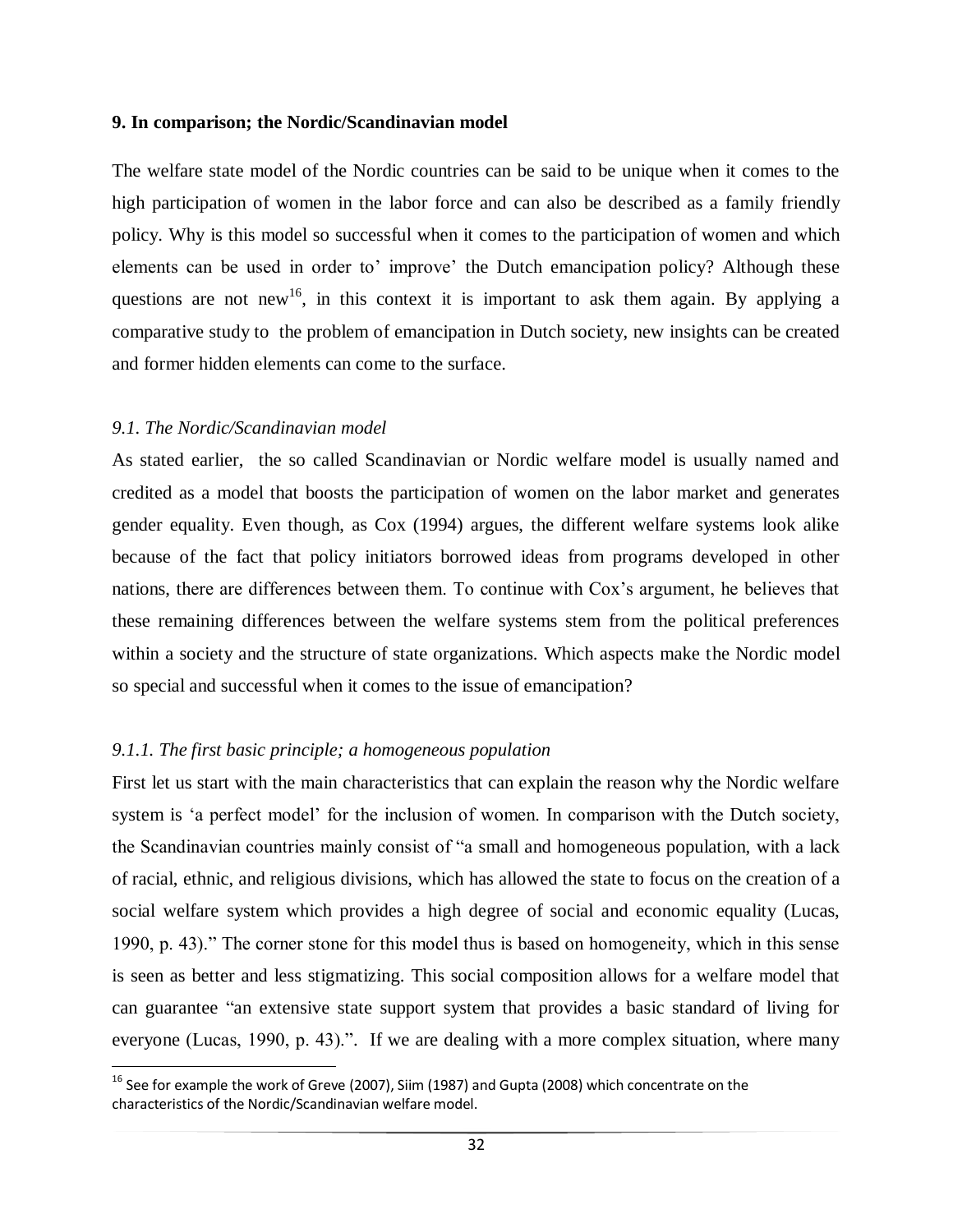## 9. In comparison; the Nordic/Scandinavian model

The welfare state model of the Nordic countries can be said to be unique when it comes to the high participation of women in the labor force and can also be described as a family friendly policy. Why is this model so successful when it comes to the participation of women and which elements can be used in order to' improve' the Dutch emancipation policy? Although these questions are not new[16], in this context it is important to ask them again. By applying a comparative study to the problem of emancipation in Dutch society, new insights can be created and former hidden elements can come to the surface.

### *9.1. The Nordic/Scandinavian model*

As stated earlier, the so called Scandinavian or Nordic welfare model is usually named and credited as a model that boosts the participation of women on the labor market and generates gender equality. Even though, as Cox (1994) argues, the different welfare systems look alike because of the fact that policy initiators borrowed ideas from programs developed in other nations, there are differences between them. To continue with Cox's argument, he believes that these remaining differences between the welfare systems stem from the political preferences within a society and the structure of state organizations. Which aspects make the Nordic model so special and successful when it comes to the issue of emancipation?

#### *9.1.1. The first basic principle; a homogeneous population*

First let us start with the main characteristics that can explain the reason why the Nordic welfare system is 'a perfect model' for the inclusion of women. In comparison with the Dutch society, the Scandinavian countries mainly consist of "a small and homogeneous population, with a lack of racial, ethnic, and religious divisions, which has allowed the state to focus on the creation of a social welfare system which provides a high degree of social and economic equality (Lucas, 1990, p. 43)." The corner stone for this model thus is based on homogeneity, which in this sense is seen as better and less stigmatizing. This social composition allows for a welfare model that can guarantee "an extensive state support system that provides a basic standard of living for everyone (Lucas, 1990, p. 43).". If we are dealing with a more complex situation, where many

[16] See for example the work of Greve (2007), Siim (1987) and Gupta (2008) which concentrate on the characteristics of the Nordic/Scandinavian welfare model.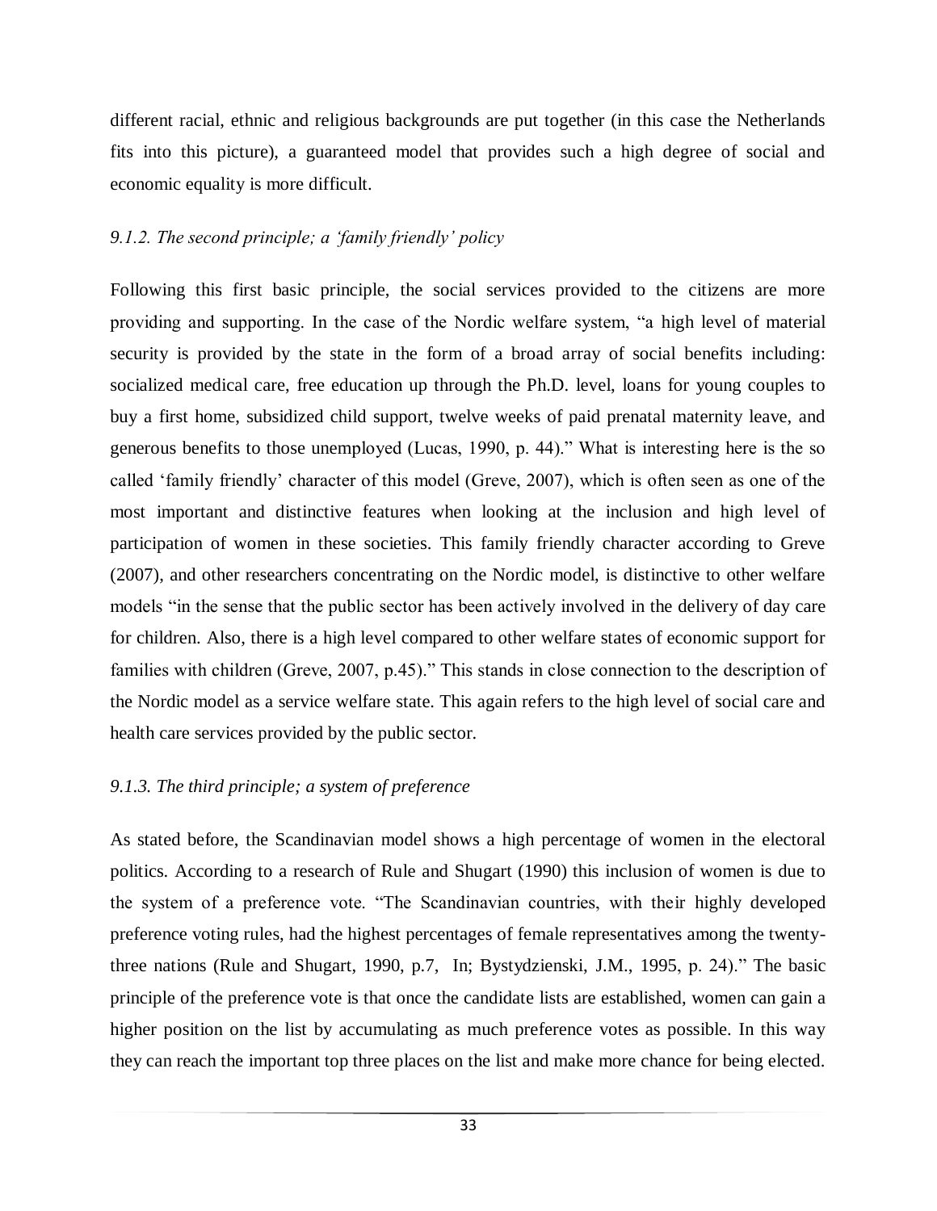different racial, ethnic and religious backgrounds are put together (in this case the Netherlands fits into this picture), a guaranteed model that provides such a high degree of social and economic equality is more difficult.

### *9.1.2. The second principle; a 'family friendly' policy*

Following this first basic principle, the social services provided to the citizens are more providing and supporting. In the case of the Nordic welfare system, "a high level of material security is provided by the state in the form of a broad array of social benefits including: socialized medical care, free education up through the Ph.D. level, loans for young couples to buy a first home, subsidized child support, twelve weeks of paid prenatal maternity leave, and generous benefits to those unemployed (Lucas, 1990, p. 44)." What is interesting here is the so called 'family friendly' character of this model (Greve, 2007), which is often seen as one of the most important and distinctive features when looking at the inclusion and high level of participation of women in these societies. This family friendly character according to Greve (2007), and other researchers concentrating on the Nordic model, is distinctive to other welfare models "in the sense that the public sector has been actively involved in the delivery of day care for children. Also, there is a high level compared to other welfare states of economic support for families with children (Greve, 2007, p.45)." This stands in close connection to the description of the Nordic model as a service welfare state. This again refers to the high level of social care and health care services provided by the public sector.

### *9.1.3. The third principle; a system of preference*

As stated before, the Scandinavian model shows a high percentage of women in the electoral politics. According to a research of Rule and Shugart (1990) this inclusion of women is due to the system of a preference vote. "The Scandinavian countries, with their highly developed preference voting rules, had the highest percentages of female representatives among the twenty-three nations (Rule and Shugart, 1990, p.7, In; Bystydzienski, J.M., 1995, p. 24)." The basic principle of the preference vote is that once the candidate lists are established, women can gain a higher position on the list by accumulating as much preference votes as possible. In this way they can reach the important top three places on the list and make more chance for being elected.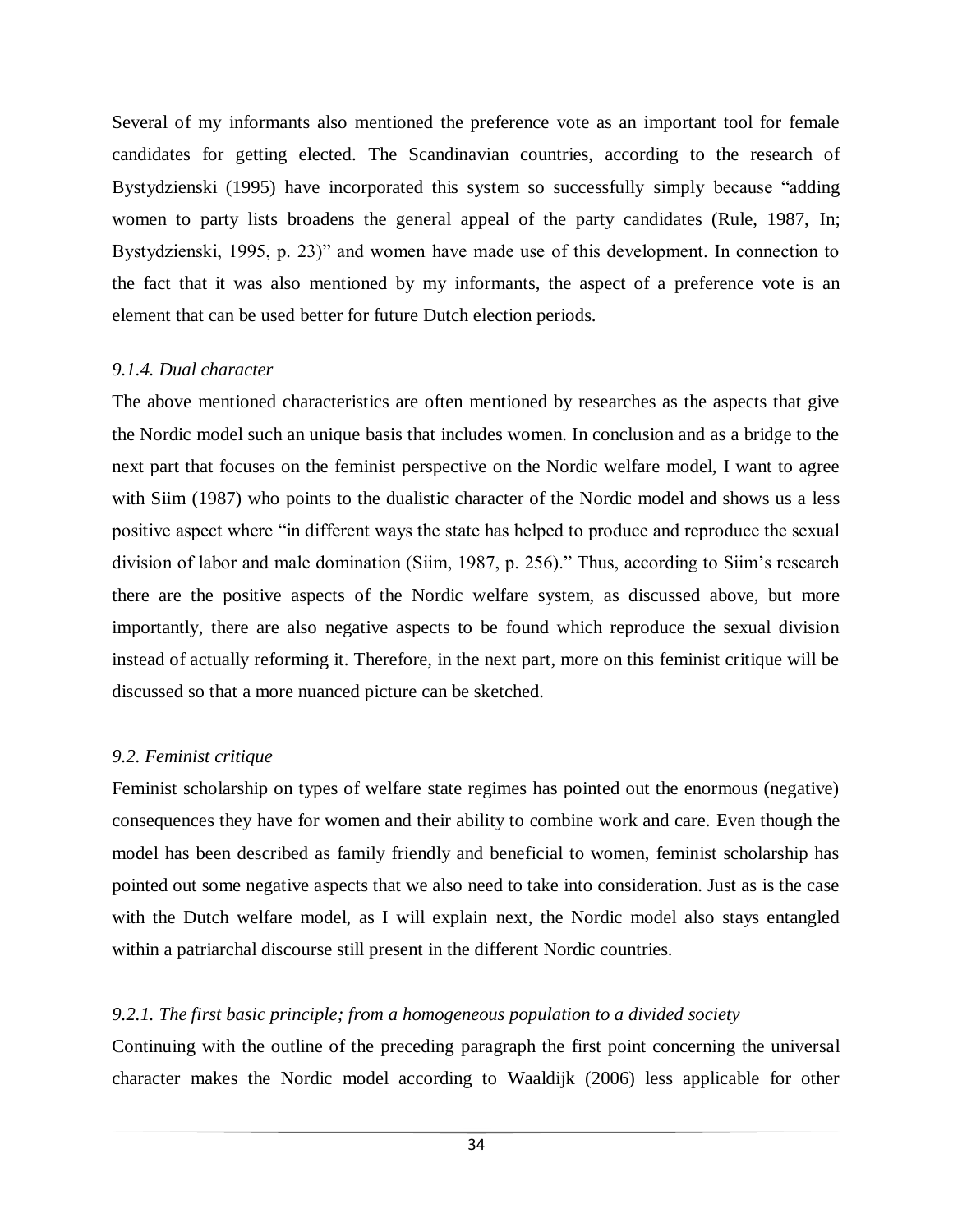Several of my informants also mentioned the preference vote as an important tool for female candidates for getting elected. The Scandinavian countries, according to the research of Bystydzienski (1995) have incorporated this system so successfully simply because "adding women to party lists broadens the general appeal of the party candidates (Rule, 1987, In; Bystydzienski, 1995, p. 23)" and women have made use of this development. In connection to the fact that it was also mentioned by my informants, the aspect of a preference vote is an element that can be used better for future Dutch election periods.

#### *9.1.4. Dual character*

The above mentioned characteristics are often mentioned by researches as the aspects that give the Nordic model such an unique basis that includes women. In conclusion and as a bridge to the next part that focuses on the feminist perspective on the Nordic welfare model, I want to agree with Siim (1987) who points to the dualistic character of the Nordic model and shows us a less positive aspect where "in different ways the state has helped to produce and reproduce the sexual division of labor and male domination (Siim, 1987, p. 256)." Thus, according to Siim's research there are the positive aspects of the Nordic welfare system, as discussed above, but more importantly, there are also negative aspects to be found which reproduce the sexual division instead of actually reforming it. Therefore, in the next part, more on this feminist critique will be discussed so that a more nuanced picture can be sketched.

### *9.2. Feminist critique*

Feminist scholarship on types of welfare state regimes has pointed out the enormous (negative) consequences they have for women and their ability to combine work and care. Even though the model has been described as family friendly and beneficial to women, feminist scholarship has pointed out some negative aspects that we also need to take into consideration. Just as is the case with the Dutch welfare model, as I will explain next, the Nordic model also stays entangled within a patriarchal discourse still present in the different Nordic countries.

#### *9.2.1. The first basic principle; from a homogeneous population to a divided society*

Continuing with the outline of the preceding paragraph the first point concerning the universal character makes the Nordic model according to Waaldijk (2006) less applicable for other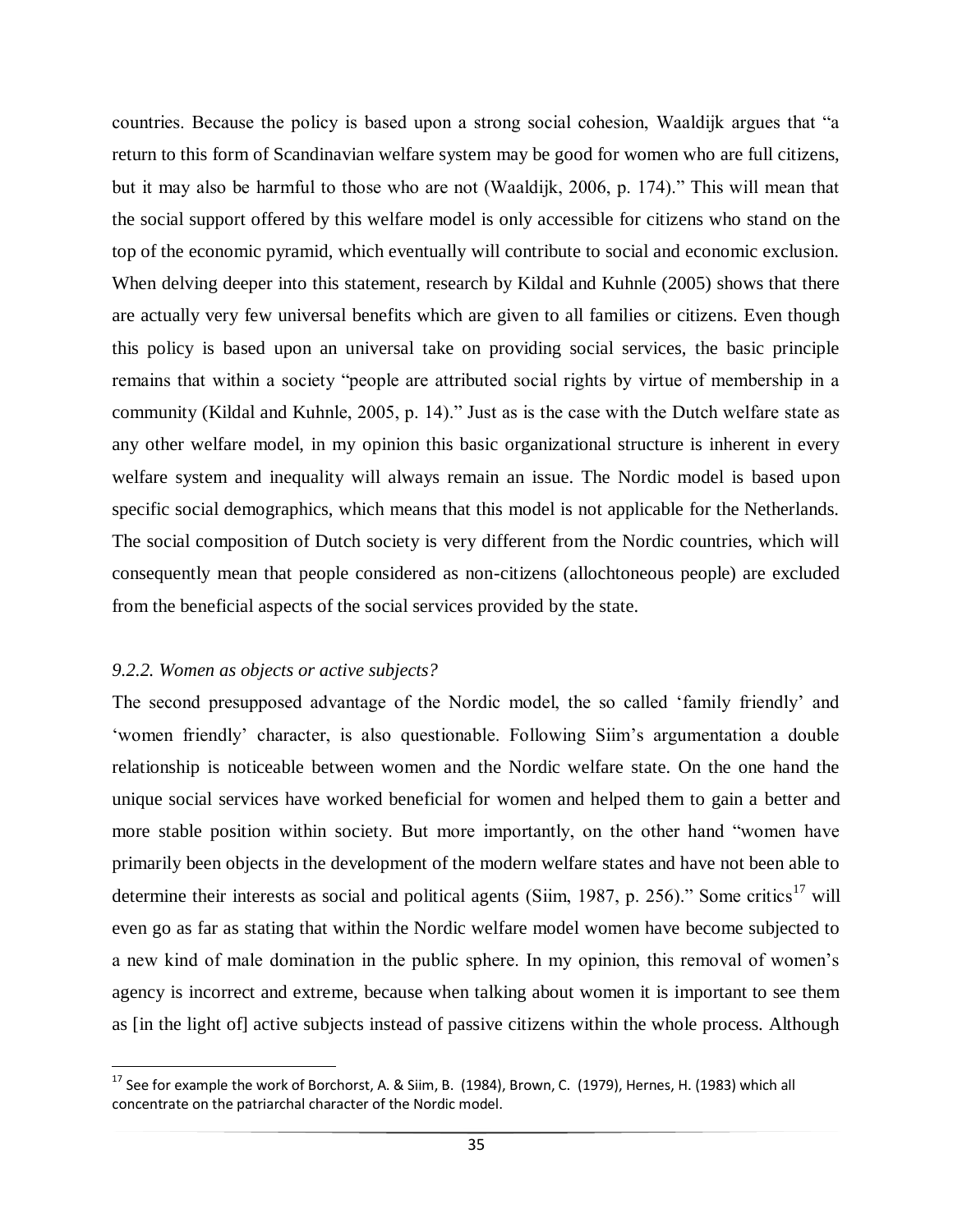countries. Because the policy is based upon a strong social cohesion, Waaldijk argues that "a return to this form of Scandinavian welfare system may be good for women who are full citizens, but it may also be harmful to those who are not (Waaldijk, 2006, p. 174)." This will mean that the social support offered by this welfare model is only accessible for citizens who stand on the top of the economic pyramid, which eventually will contribute to social and economic exclusion. When delving deeper into this statement, research by Kildal and Kuhnle (2005) shows that there are actually very few universal benefits which are given to all families or citizens. Even though this policy is based upon an universal take on providing social services, the basic principle remains that within a society "people are attributed social rights by virtue of membership in a community (Kildal and Kuhnle, 2005, p. 14)." Just as is the case with the Dutch welfare state as any other welfare model, in my opinion this basic organizational structure is inherent in every welfare system and inequality will always remain an issue. The Nordic model is based upon specific social demographics, which means that this model is not applicable for the Netherlands. The social composition of Dutch society is very different from the Nordic countries, which will consequently mean that people considered as non-citizens (allochtoneous people) are excluded from the beneficial aspects of the social services provided by the state.

### *9.2.2. Women as objects or active subjects?*

The second presupposed advantage of the Nordic model, the so called 'family friendly' and 'women friendly' character, is also questionable. Following Siim's argumentation a double relationship is noticeable between women and the Nordic welfare state. On the one hand the unique social services have worked beneficial for women and helped them to gain a better and more stable position within society. But more importantly, on the other hand "women have primarily been objects in the development of the modern welfare states and have not been able to determine their interests as social and political agents (Siim, 1987, p. 256)." Some critics[17] will even go as far as stating that within the Nordic welfare model women have become subjected to a new kind of male domination in the public sphere. In my opinion, this removal of women's agency is incorrect and extreme, because when talking about women it is important to see them as [in the light of] active subjects instead of passive citizens within the whole process. Although

[17] See for example the work of Borchorst, A. & Siim, B. (1984), Brown, C. (1979), Hernes, H. (1983) which all concentrate on the patriarchal character of the Nordic model.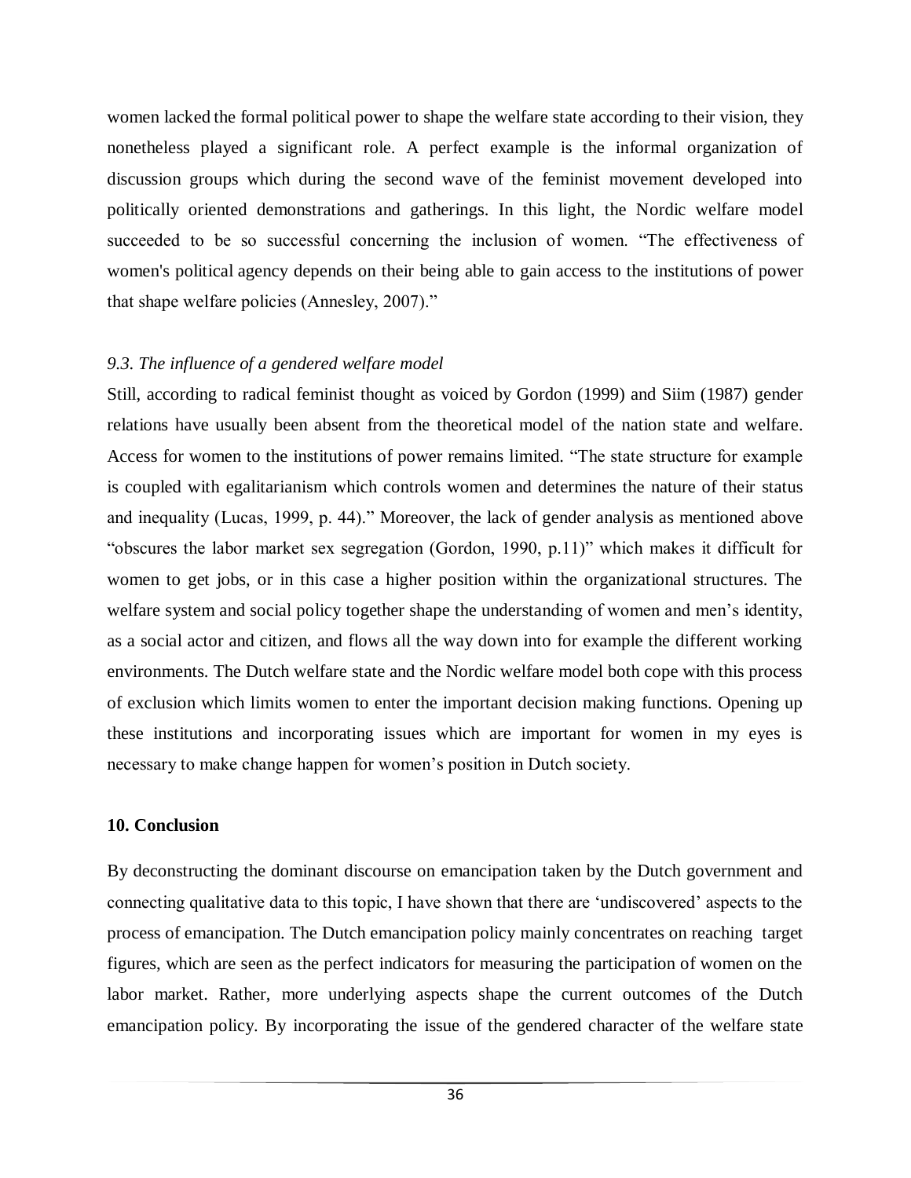women lacked the formal political power to shape the welfare state according to their vision, they nonetheless played a significant role. A perfect example is the informal organization of discussion groups which during the second wave of the feminist movement developed into politically oriented demonstrations and gatherings. In this light, the Nordic welfare model succeeded to be so successful concerning the inclusion of women. "The effectiveness of women's political agency depends on their being able to gain access to the institutions of power that shape welfare policies (Annesley, 2007)."

### *9.3. The influence of a gendered welfare model*

Still, according to radical feminist thought as voiced by Gordon (1999) and Siim (1987) gender relations have usually been absent from the theoretical model of the nation state and welfare. Access for women to the institutions of power remains limited. "The state structure for example is coupled with egalitarianism which controls women and determines the nature of their status and inequality (Lucas, 1999, p. 44)." Moreover, the lack of gender analysis as mentioned above "obscures the labor market sex segregation (Gordon, 1990, p.11)" which makes it difficult for women to get jobs, or in this case a higher position within the organizational structures. The welfare system and social policy together shape the understanding of women and men's identity, as a social actor and citizen, and flows all the way down into for example the different working environments. The Dutch welfare state and the Nordic welfare model both cope with this process of exclusion which limits women to enter the important decision making functions. Opening up these institutions and incorporating issues which are important for women in my eyes is necessary to make change happen for women's position in Dutch society.

## **10. Conclusion**

By deconstructing the dominant discourse on emancipation taken by the Dutch government and connecting qualitative data to this topic, I have shown that there are 'undiscovered' aspects to the process of emancipation. The Dutch emancipation policy mainly concentrates on reaching target figures, which are seen as the perfect indicators for measuring the participation of women on the labor market. Rather, more underlying aspects shape the current outcomes of the Dutch emancipation policy. By incorporating the issue of the gendered character of the welfare state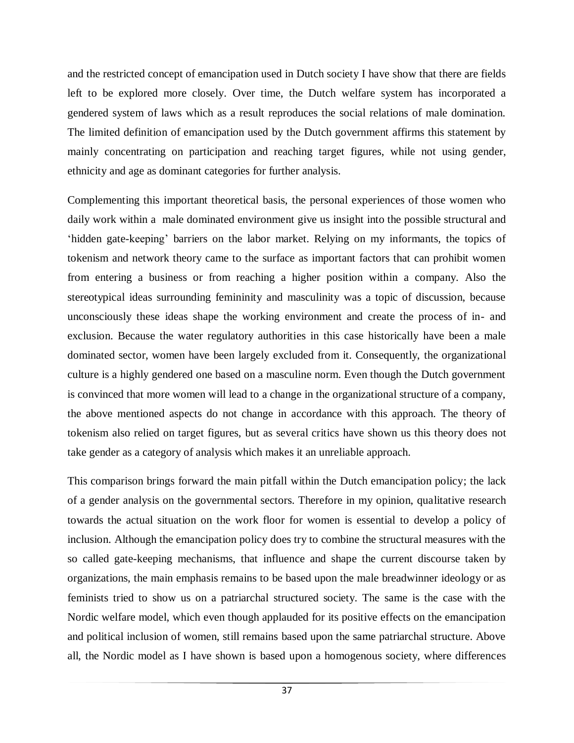and the restricted concept of emancipation used in Dutch society I have show that there are fields left to be explored more closely. Over time, the Dutch welfare system has incorporated a gendered system of laws which as a result reproduces the social relations of male domination. The limited definition of emancipation used by the Dutch government affirms this statement by mainly concentrating on participation and reaching target figures, while not using gender, ethnicity and age as dominant categories for further analysis.

Complementing this important theoretical basis, the personal experiences of those women who daily work within a male dominated environment give us insight into the possible structural and 'hidden gate-keeping' barriers on the labor market. Relying on my informants, the topics of tokenism and network theory came to the surface as important factors that can prohibit women from entering a business or from reaching a higher position within a company. Also the stereotypical ideas surrounding femininity and masculinity was a topic of discussion, because unconsciously these ideas shape the working environment and create the process of in- and exclusion. Because the water regulatory authorities in this case historically have been a male dominated sector, women have been largely excluded from it. Consequently, the organizational culture is a highly gendered one based on a masculine norm. Even though the Dutch government is convinced that more women will lead to a change in the organizational structure of a company, the above mentioned aspects do not change in accordance with this approach. The theory of tokenism also relied on target figures, but as several critics have shown us this theory does not take gender as a category of analysis which makes it an unreliable approach.

This comparison brings forward the main pitfall within the Dutch emancipation policy; the lack of a gender analysis on the governmental sectors. Therefore in my opinion, qualitative research towards the actual situation on the work floor for women is essential to develop a policy of inclusion. Although the emancipation policy does try to combine the structural measures with the so called gate-keeping mechanisms, that influence and shape the current discourse taken by organizations, the main emphasis remains to be based upon the male breadwinner ideology or as feminists tried to show us on a patriarchal structured society. The same is the case with the Nordic welfare model, which even though applauded for its positive effects on the emancipation and political inclusion of women, still remains based upon the same patriarchal structure. Above all, the Nordic model as I have shown is based upon a homogenous society, where differences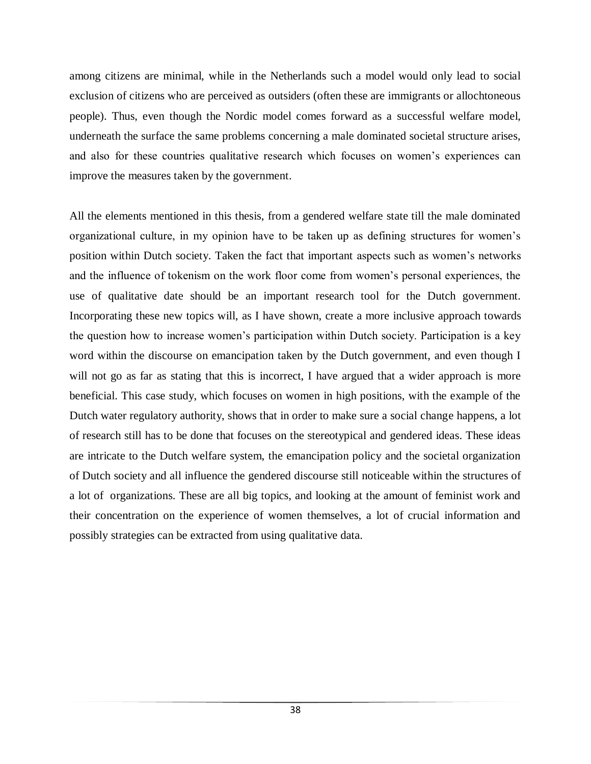among citizens are minimal, while in the Netherlands such a model would only lead to social exclusion of citizens who are perceived as outsiders (often these are immigrants or allochtoneous people). Thus, even though the Nordic model comes forward as a successful welfare model, underneath the surface the same problems concerning a male dominated societal structure arises, and also for these countries qualitative research which focuses on women's experiences can improve the measures taken by the government.

All the elements mentioned in this thesis, from a gendered welfare state till the male dominated organizational culture, in my opinion have to be taken up as defining structures for women's position within Dutch society. Taken the fact that important aspects such as women's networks and the influence of tokenism on the work floor come from women's personal experiences, the use of qualitative date should be an important research tool for the Dutch government. Incorporating these new topics will, as I have shown, create a more inclusive approach towards the question how to increase women's participation within Dutch society. Participation is a key word within the discourse on emancipation taken by the Dutch government, and even though I will not go as far as stating that this is incorrect, I have argued that a wider approach is more beneficial. This case study, which focuses on women in high positions, with the example of the Dutch water regulatory authority, shows that in order to make sure a social change happens, a lot of research still has to be done that focuses on the stereotypical and gendered ideas. These ideas are intricate to the Dutch welfare system, the emancipation policy and the societal organization of Dutch society and all influence the gendered discourse still noticeable within the structures of a lot of organizations. These are all big topics, and looking at the amount of feminist work and their concentration on the experience of women themselves, a lot of crucial information and possibly strategies can be extracted from using qualitative data.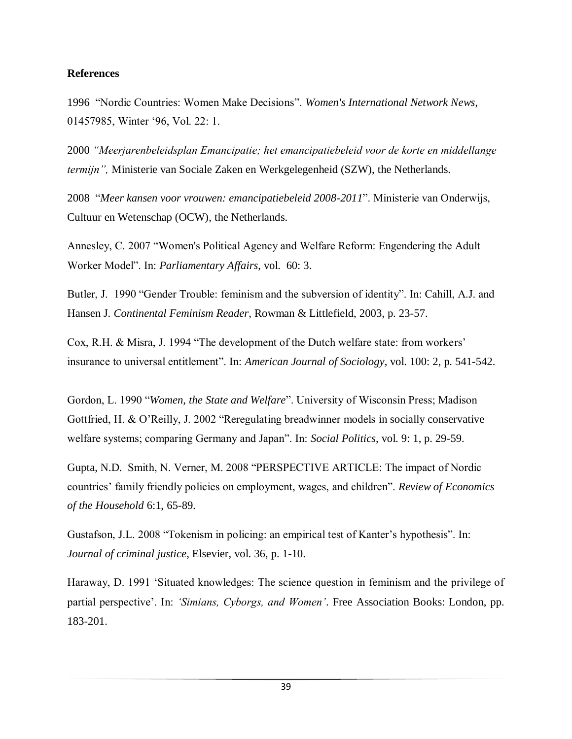**References**

1996 "Nordic Countries: Women Make Decisions". *Women's International Network News*, 01457985, Winter '96, Vol. 22: 1.

2000 *"Meerjarenbeleidsplan Emancipatie; het emancipatiebeleid voor de korte en middellange termijn",* Ministerie van Sociale Zaken en Werkgelegenheid (SZW), the Netherlands.

2008 "*Meer kansen voor vrouwen: emancipatiebeleid 2008-2011*". Ministerie van Onderwijs, Cultuur en Wetenschap (OCW), the Netherlands.

Annesley, C. 2007 "Women's Political Agency and Welfare Reform: Engendering the Adult Worker Model". In: *Parliamentary Affairs,* vol. 60: 3.

Butler, J. 1990 "Gender Trouble: feminism and the subversion of identity". In: Cahill, A.J. and Hansen J. *Continental Feminism Reader,* Rowman & Littlefield, 2003, p. 23-57.

Cox, R.H. & Misra, J. 1994 "The development of the Dutch welfare state: from workers' insurance to universal entitlement". In: *American Journal of Sociology*, vol. 100: 2, p. 541-542.

Gordon, L. 1990 "*Women, the State and Welfare*". University of Wisconsin Press; Madison

Gottfried, H. & O'Reilly, J. 2002 "Reregulating breadwinner models in socially conservative welfare systems; comparing Germany and Japan". In: *Social Politics*, vol. 9: 1, p. 29-59.

Gupta, N.D. Smith, N. Verner, M. 2008 "PERSPECTIVE ARTICLE: The impact of Nordic countries' family friendly policies on employment, wages, and children". *Review of Economics of the Household* 6:1, 65-89.

Gustafson, J.L. 2008 "Tokenism in policing: an empirical test of Kanter's hypothesis". In: *Journal of criminal justice*, Elsevier, vol. 36, p. 1-10.

Haraway, D. 1991 'Situated knowledges: The science question in feminism and the privilege of partial perspective'. In: *'Simians, Cyborgs, and Women'*. Free Association Books: London, pp. 183-201.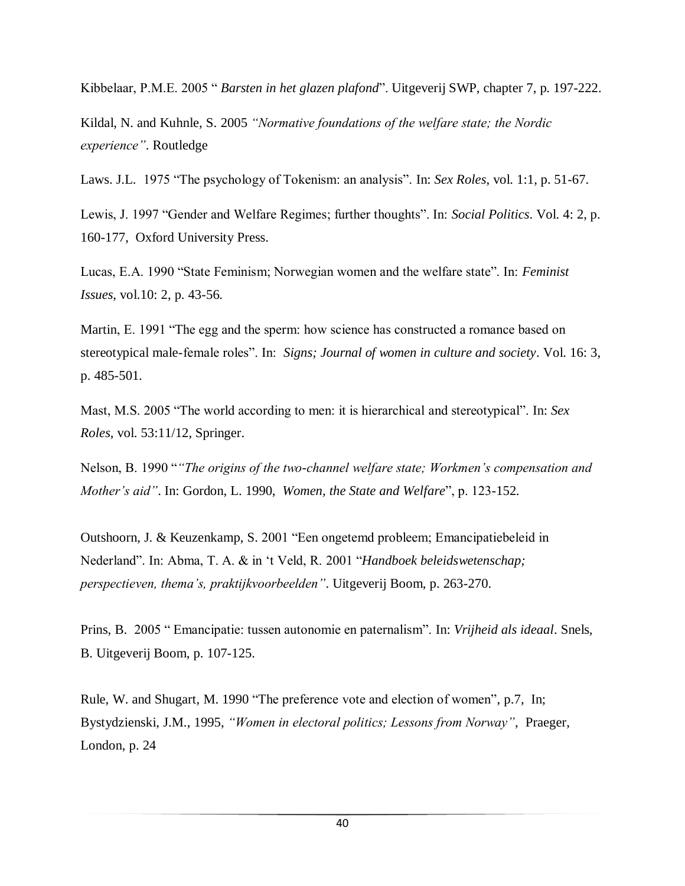Kibbelaar, P.M.E. 2005 " *Barsten in het glazen plafond*". Uitgeverij SWP, chapter 7, p. 197-222.

Kildal, N. and Kuhnle, S. 2005 *"Normative foundations of the welfare state; the Nordic experience"*. Routledge

Laws. J.L. 1975 "The psychology of Tokenism: an analysis". In: *Sex Roles*, vol. 1:1, p. 51-67.

Lewis, J. 1997 "Gender and Welfare Regimes; further thoughts". In: *Social Politics*. Vol. 4: 2, p. 160-177, Oxford University Press.

Lucas, E.A. 1990 "State Feminism; Norwegian women and the welfare state". In: *Feminist Issues*, vol.10: 2, p. 43-56.

Martin, E. 1991 "The egg and the sperm: how science has constructed a romance based on stereotypical male-female roles". In: *Signs; Journal of women in culture and society*. Vol. 16: 3, p. 485-501.

Mast, M.S. 2005 "The world according to men: it is hierarchical and stereotypical". In: *Sex Roles*, vol. 53:11/12, Springer.

Nelson, B. 1990 "*"The origins of the two-channel welfare state; Workmen's compensation and Mother's aid"*. In: Gordon, L. 1990, *Women, the State and Welfare*", p. 123-152.

Outshoorn, J. & Keuzenkamp, S. 2001 "Een ongetemd probleem; Emancipatiebeleid in Nederland". In: Abma, T. A. & in 't Veld, R. 2001 "*Handboek beleidswetenschap; perspectieven, thema's, praktijkvoorbeelden"*. Uitgeverij Boom, p. 263-270.

Prins, B. 2005 " Emancipatie: tussen autonomie en paternalism". In: *Vrijheid als ideaal*. Snels, B. Uitgeverij Boom, p. 107-125.

Rule, W. and Shugart, M. 1990 "The preference vote and election of women", p.7, In; Bystydzienski, J.M., 1995, *"Women in electoral politics; Lessons from Norway"*, Praeger, London, p. 24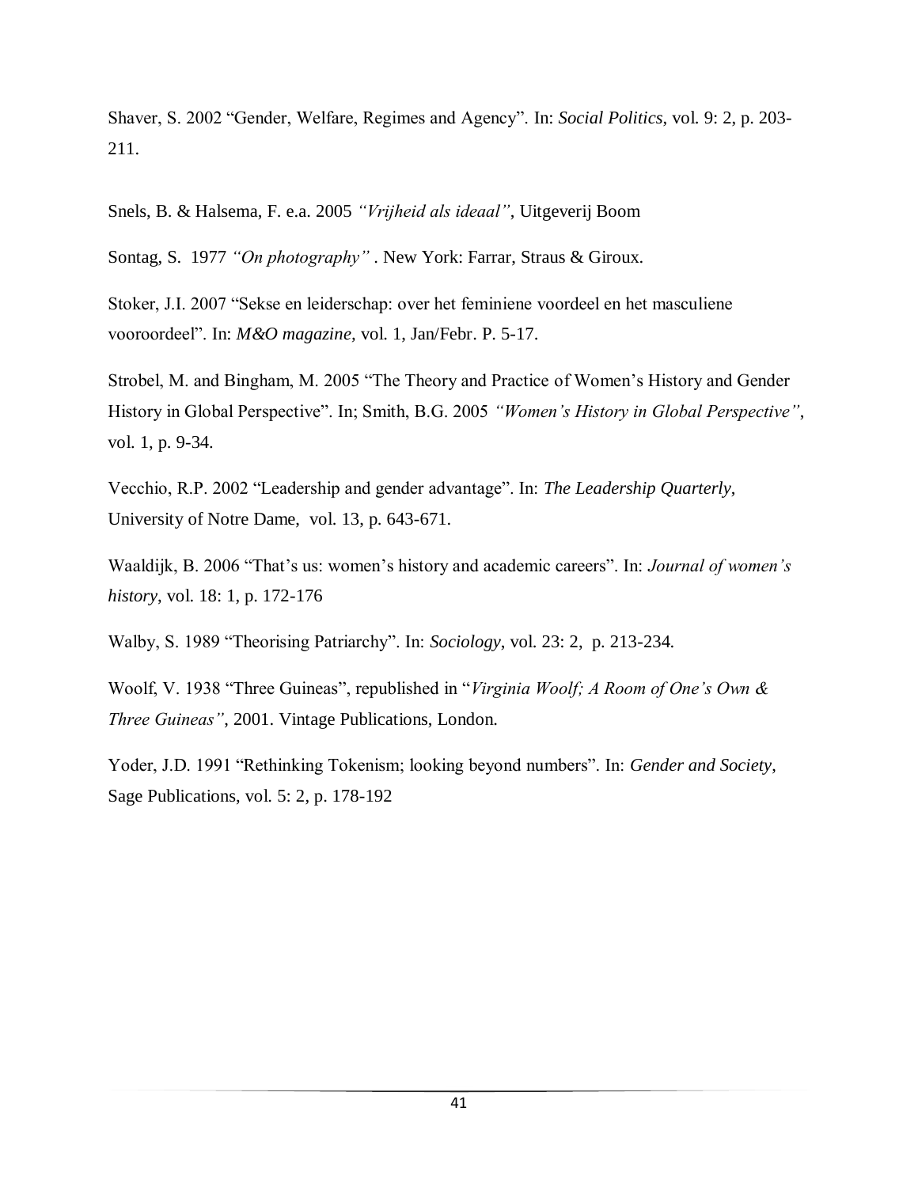Shaver, S. 2002 “Gender, Welfare, Regimes and Agency”. In: *Social Politics*, vol. 9: 2, p. 203-211.

Snels, B. & Halsema, F. e.a. 2005 *“Vrijheid als ideaal”*, Uitgeverij Boom

Sontag, S. 1977 *“On photography”* . New York: Farrar, Straus & Giroux.

Stoker, J.I. 2007 “Sekse en leiderschap: over het feminiene voordeel en het masculiene vooroordeel”. In: *M&O magazine*, vol. 1, Jan/Febr. P. 5-17.

Strobel, M. and Bingham, M. 2005 “The Theory and Practice of Women’s History and Gender History in Global Perspective”. In; Smith, B.G. 2005 *“Women’s History in Global Perspective”*, vol. 1, p. 9-34.

Vecchio, R.P. 2002 “Leadership and gender advantage”. In: *The Leadership Quarterly*, University of Notre Dame, vol. 13, p. 643-671.

Waaldijk, B. 2006 “That’s us: women’s history and academic careers”. In: *Journal of women’s history*, vol. 18: 1, p. 172-176

Walby, S. 1989 “Theorising Patriarchy”. In: *Sociology*, vol. 23: 2, p. 213-234.

Woolf, V. 1938 “Three Guineas”, republished in “*Virginia Woolf; A Room of One’s Own & Three Guineas”*, 2001. Vintage Publications, London.

Yoder, J.D. 1991 “Rethinking Tokenism; looking beyond numbers”. In: *Gender and Society*, Sage Publications, vol. 5: 2, p. 178-192